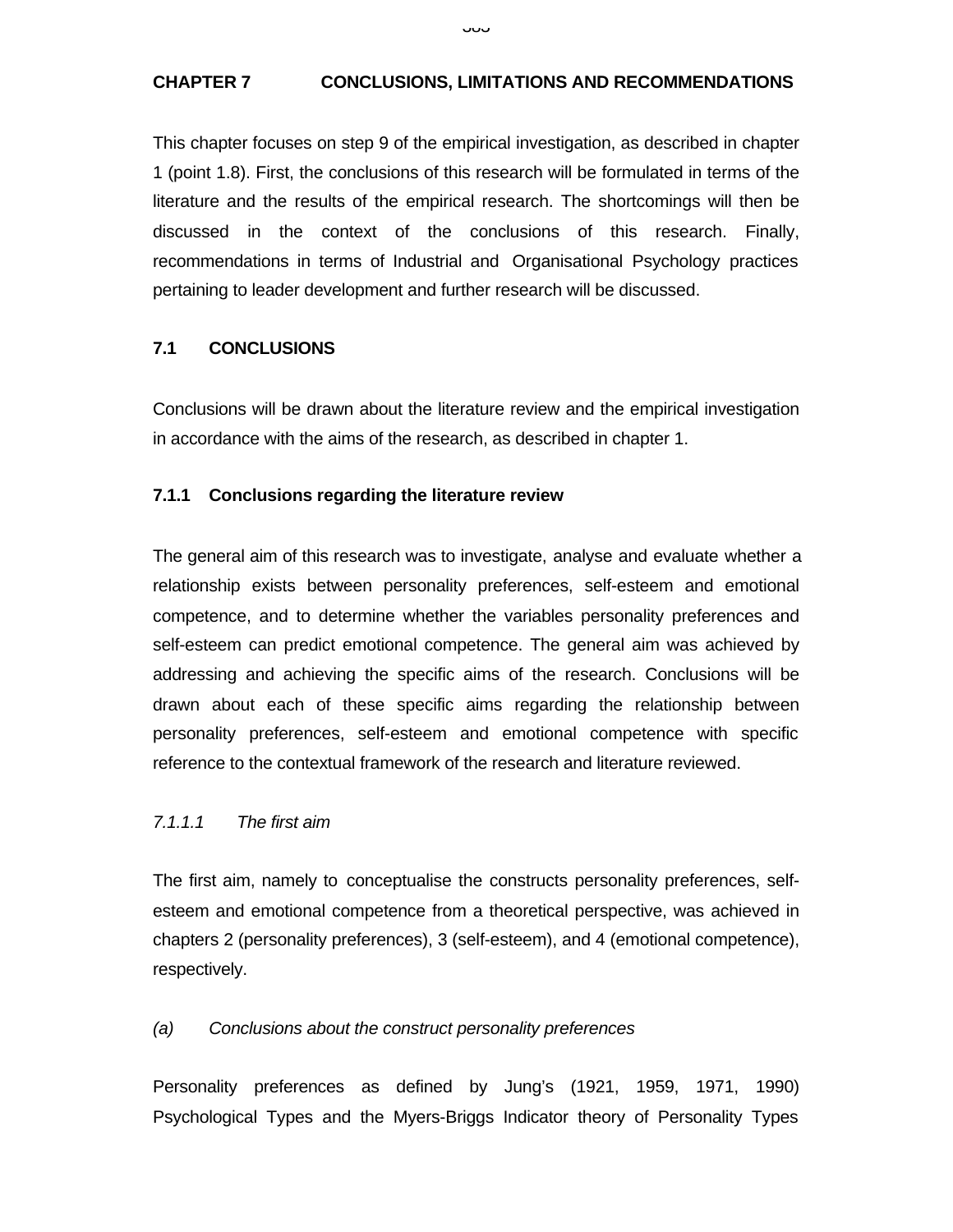# CHAPTER 7 CONCLUSIONS, LIMITATIONS AND RECOMMENDATIONS

This chapter focuses on step 9 of the empirical investigation, as described in chapter 1 (point 1.8). First, the conclusions of this research will be formulated in terms of the literature and the results of the empirical research. The shortcomings will then be discussed in the context of the conclusions of this research. Finally, recommendations in terms of Industrial and Organisational Psychology practices pertaining to leader development and further research will be discussed.

## 7.1 CONCLUSIONS

Conclusions will be drawn about the literature review and the empirical investigation in accordance with the aims of the research, as described in chapter 1.

### 7.1.1 Conclusions regarding the literature review

The general aim of this research was to investigate, analyse and evaluate whether a relationship exists between personality preferences, self-esteem and emotional competence, and to determine whether the variables personality preferences and self-esteem can predict emotional competence. The general aim was achieved by addressing and achieving the specific aims of the research. Conclusions will be drawn about each of these specific aims regarding the relationship between personality preferences, self-esteem and emotional competence with specific reference to the contextual framework of the research and literature reviewed.

#### *7.1.1.1 The first aim*

The first aim, namely to conceptualise the constructs personality preferences, self-esteem and emotional competence from a theoretical perspective, was achieved in chapters 2 (personality preferences), 3 (self-esteem), and 4 (emotional competence), respectively.

*(a) Conclusions about the construct personality preferences*

Personality preferences as defined by Jung's (1921, 1959, 1971, 1990) Psychological Types and the Myers-Briggs Indicator theory of Personality Types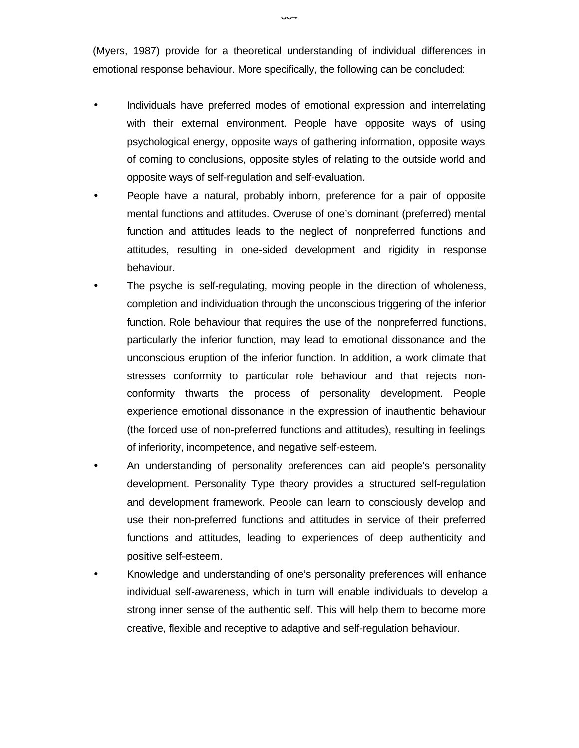(Myers, 1987) provide for a theoretical understanding of individual differences in emotional response behaviour. More specifically, the following can be concluded:

- Individuals have preferred modes of emotional expression and interrelating with their external environment. People have opposite ways of using psychological energy, opposite ways of gathering information, opposite ways of coming to conclusions, opposite styles of relating to the outside world and opposite ways of self-regulation and self-evaluation.
- People have a natural, probably inborn, preference for a pair of opposite mental functions and attitudes. Overuse of one's dominant (preferred) mental function and attitudes leads to the neglect of nonpreferred functions and attitudes, resulting in one-sided development and rigidity in response behaviour.
- The psyche is self-regulating, moving people in the direction of wholeness, completion and individuation through the unconscious triggering of the inferior function. Role behaviour that requires the use of the nonpreferred functions, particularly the inferior function, may lead to emotional dissonance and the unconscious eruption of the inferior function. In addition, a work climate that stresses conformity to particular role behaviour and that rejects non-conformity thwarts the process of personality development. People experience emotional dissonance in the expression of inauthentic behaviour (the forced use of non-preferred functions and attitudes), resulting in feelings of inferiority, incompetence, and negative self-esteem.
- An understanding of personality preferences can aid people's personality development. Personality Type theory provides a structured self-regulation and development framework. People can learn to consciously develop and use their non-preferred functions and attitudes in service of their preferred functions and attitudes, leading to experiences of deep authenticity and positive self-esteem.
- Knowledge and understanding of one's personality preferences will enhance individual self-awareness, which in turn will enable individuals to develop a strong inner sense of the authentic self. This will help them to become more creative, flexible and receptive to adaptive and self-regulation behaviour.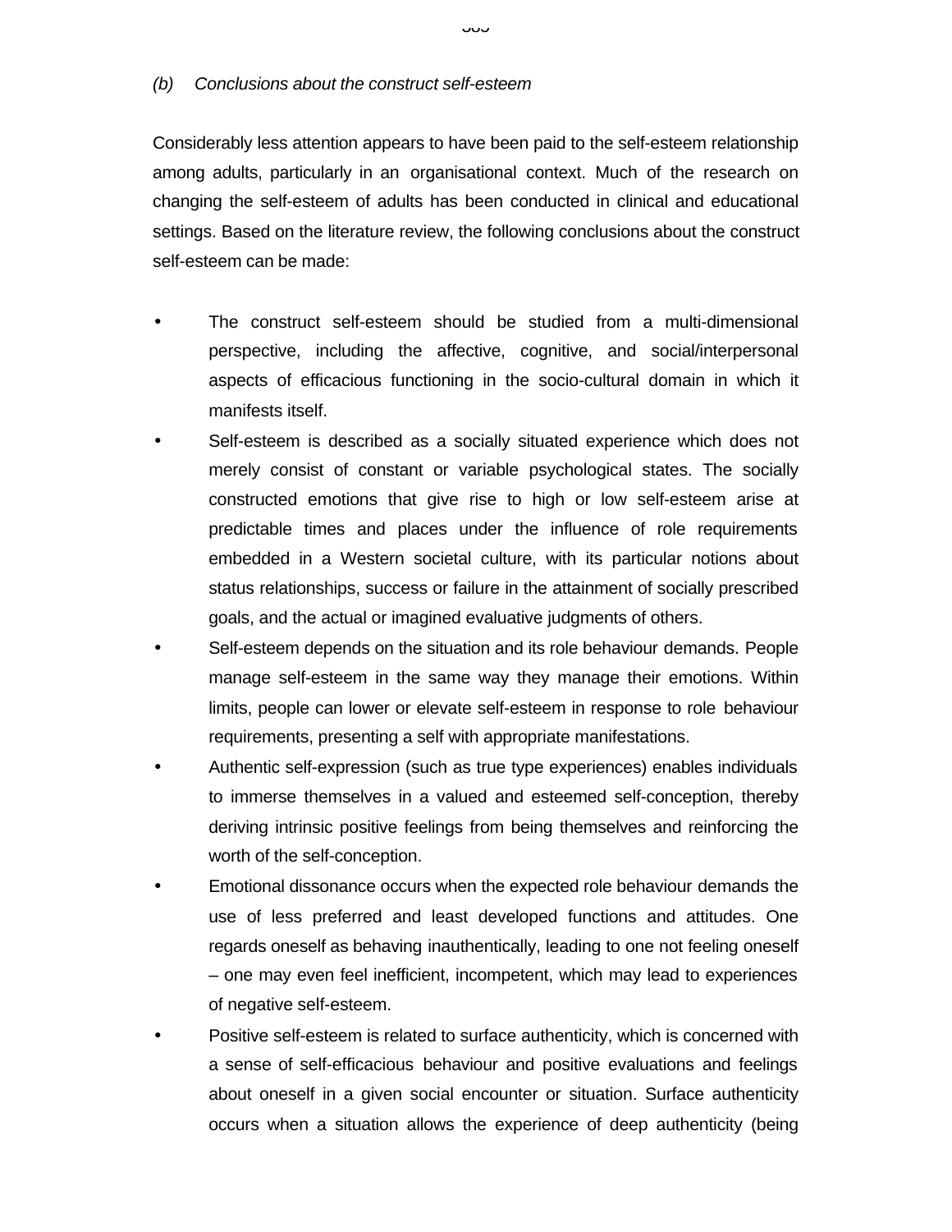*(b) Conclusions about the construct self-esteem*

Considerably less attention appears to have been paid to the self-esteem relationship among adults, particularly in an organisational context. Much of the research on changing the self-esteem of adults has been conducted in clinical and educational settings. Based on the literature review, the following conclusions about the construct self-esteem can be made:

- The construct self-esteem should be studied from a multi-dimensional perspective, including the affective, cognitive, and social/interpersonal aspects of efficacious functioning in the socio-cultural domain in which it manifests itself.
- Self-esteem is described as a socially situated experience which does not merely consist of constant or variable psychological states. The socially constructed emotions that give rise to high or low self-esteem arise at predictable times and places under the influence of role requirements embedded in a Western societal culture, with its particular notions about status relationships, success or failure in the attainment of socially prescribed goals, and the actual or imagined evaluative judgments of others.
- Self-esteem depends on the situation and its role behaviour demands. People manage self-esteem in the same way they manage their emotions. Within limits, people can lower or elevate self-esteem in response to role behaviour requirements, presenting a self with appropriate manifestations.
- Authentic self-expression (such as true type experiences) enables individuals to immerse themselves in a valued and esteemed self-conception, thereby deriving intrinsic positive feelings from being themselves and reinforcing the worth of the self-conception.
- Emotional dissonance occurs when the expected role behaviour demands the use of less preferred and least developed functions and attitudes. One regards oneself as behaving inauthentically, leading to one not feeling oneself – one may even feel inefficient, incompetent, which may lead to experiences of negative self-esteem.
- Positive self-esteem is related to surface authenticity, which is concerned with a sense of self-efficacious behaviour and positive evaluations and feelings about oneself in a given social encounter or situation. Surface authenticity occurs when a situation allows the experience of deep authenticity (being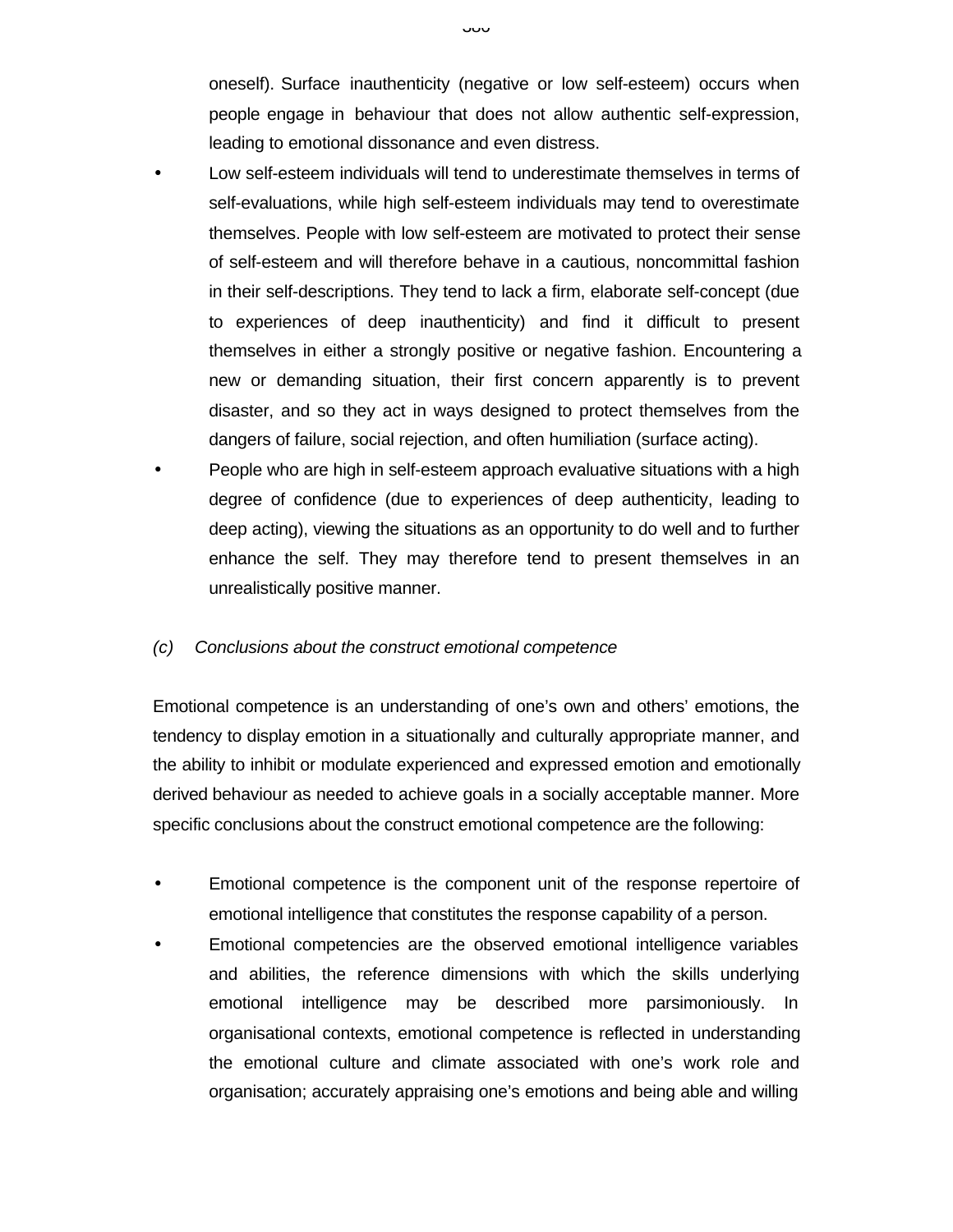oneself). Surface inauthenticity (negative or low self-esteem) occurs when people engage in behaviour that does not allow authentic self-expression, leading to emotional dissonance and even distress.

- Low self-esteem individuals will tend to underestimate themselves in terms of self-evaluations, while high self-esteem individuals may tend to overestimate themselves. People with low self-esteem are motivated to protect their sense of self-esteem and will therefore behave in a cautious, noncommittal fashion in their self-descriptions. They tend to lack a firm, elaborate self-concept (due to experiences of deep inauthenticity) and find it difficult to present themselves in either a strongly positive or negative fashion. Encountering a new or demanding situation, their first concern apparently is to prevent disaster, and so they act in ways designed to protect themselves from the dangers of failure, social rejection, and often humiliation (surface acting).
- People who are high in self-esteem approach evaluative situations with a high degree of confidence (due to experiences of deep authenticity, leading to deep acting), viewing the situations as an opportunity to do well and to further enhance the self. They may therefore tend to present themselves in an unrealistically positive manner.

*(c) Conclusions about the construct emotional competence*

Emotional competence is an understanding of one's own and others' emotions, the tendency to display emotion in a situationally and culturally appropriate manner, and the ability to inhibit or modulate experienced and expressed emotion and emotionally derived behaviour as needed to achieve goals in a socially acceptable manner. More specific conclusions about the construct emotional competence are the following:

- Emotional competence is the component unit of the response repertoire of emotional intelligence that constitutes the response capability of a person.
- Emotional competencies are the observed emotional intelligence variables and abilities, the reference dimensions with which the skills underlying emotional intelligence may be described more parsimoniously. In organisational contexts, emotional competence is reflected in understanding the emotional culture and climate associated with one's work role and organisation; accurately appraising one's emotions and being able and willing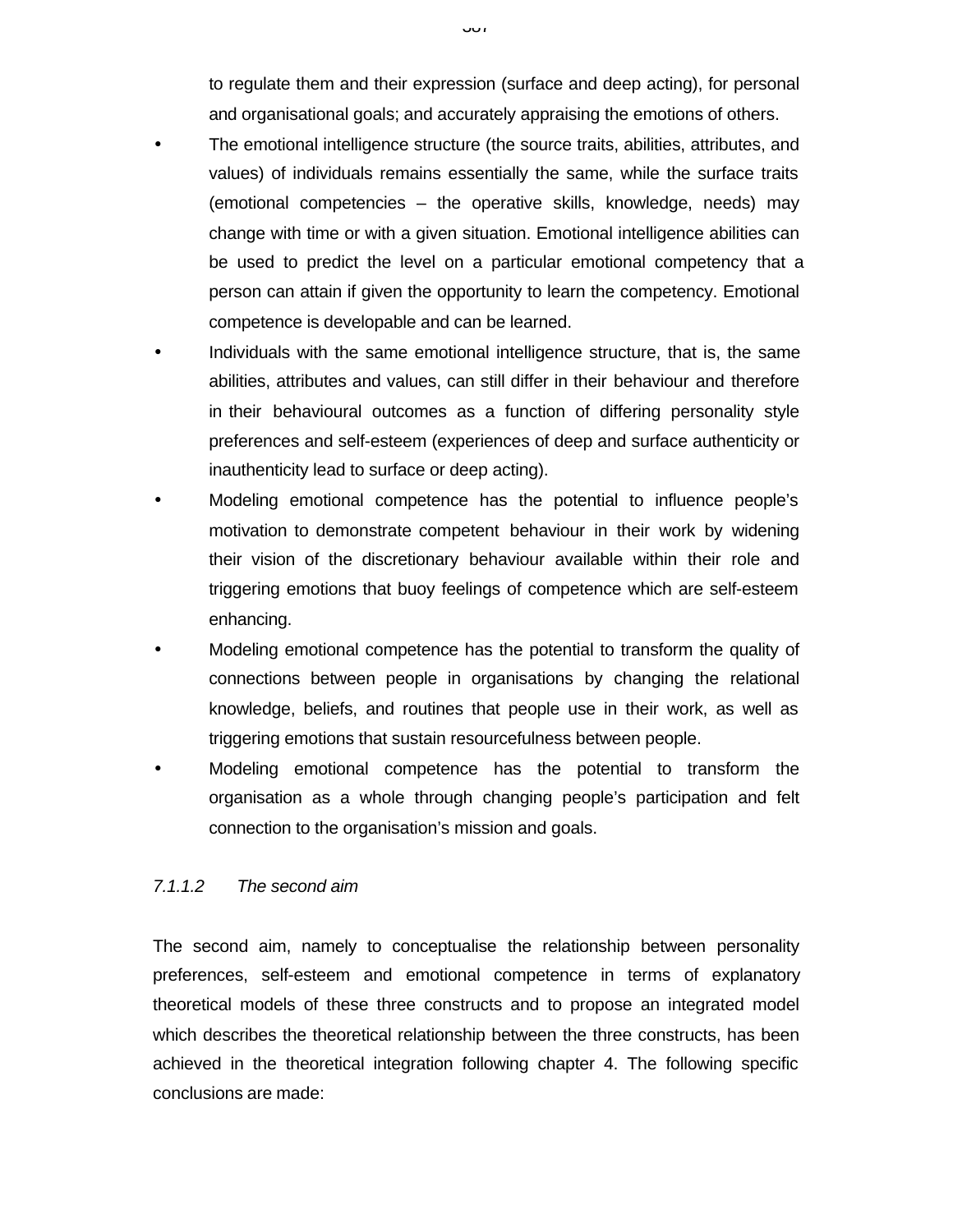to regulate them and their expression (surface and deep acting), for personal and organisational goals; and accurately appraising the emotions of others.

- The emotional intelligence structure (the source traits, abilities, attributes, and values) of individuals remains essentially the same, while the surface traits (emotional competencies – the operative skills, knowledge, needs) may change with time or with a given situation. Emotional intelligence abilities can be used to predict the level on a particular emotional competency that a person can attain if given the opportunity to learn the competency. Emotional competence is developable and can be learned.
- Individuals with the same emotional intelligence structure, that is, the same abilities, attributes and values, can still differ in their behaviour and therefore in their behavioural outcomes as a function of differing personality style preferences and self-esteem (experiences of deep and surface authenticity or inauthenticity lead to surface or deep acting).
- Modeling emotional competence has the potential to influence people's motivation to demonstrate competent behaviour in their work by widening their vision of the discretionary behaviour available within their role and triggering emotions that buoy feelings of competence which are self-esteem enhancing.
- Modeling emotional competence has the potential to transform the quality of connections between people in organisations by changing the relational knowledge, beliefs, and routines that people use in their work, as well as triggering emotions that sustain resourcefulness between people.
- Modeling emotional competence has the potential to transform the organisation as a whole through changing people's participation and felt connection to the organisation's mission and goals.

#### *7.1.1.2 The second aim*

The second aim, namely to conceptualise the relationship between personality preferences, self-esteem and emotional competence in terms of explanatory theoretical models of these three constructs and to propose an integrated model which describes the theoretical relationship between the three constructs, has been achieved in the theoretical integration following chapter 4. The following specific conclusions are made: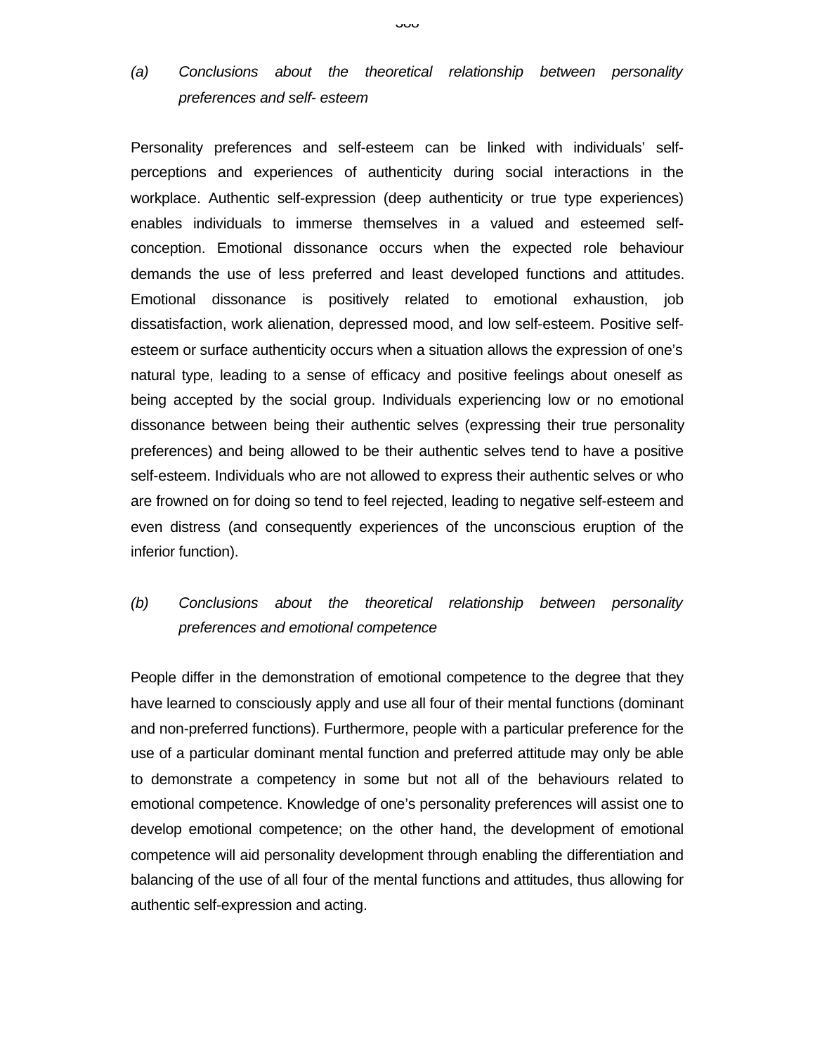*(a) Conclusions about the theoretical relationship between personality preferences and self- esteem*

Personality preferences and self-esteem can be linked with individuals' self-perceptions and experiences of authenticity during social interactions in the workplace. Authentic self-expression (deep authenticity or true type experiences) enables individuals to immerse themselves in a valued and esteemed self-conception. Emotional dissonance occurs when the expected role behaviour demands the use of less preferred and least developed functions and attitudes. Emotional dissonance is positively related to emotional exhaustion, job dissatisfaction, work alienation, depressed mood, and low self-esteem. Positive self-esteem or surface authenticity occurs when a situation allows the expression of one's natural type, leading to a sense of efficacy and positive feelings about oneself as being accepted by the social group. Individuals experiencing low or no emotional dissonance between being their authentic selves (expressing their true personality preferences) and being allowed to be their authentic selves tend to have a positive self-esteem. Individuals who are not allowed to express their authentic selves or who are frowned on for doing so tend to feel rejected, leading to negative self-esteem and even distress (and consequently experiences of the unconscious eruption of the inferior function).

*(b) Conclusions about the theoretical relationship between personality preferences and emotional competence*

People differ in the demonstration of emotional competence to the degree that they have learned to consciously apply and use all four of their mental functions (dominant and non-preferred functions). Furthermore, people with a particular preference for the use of a particular dominant mental function and preferred attitude may only be able to demonstrate a competency in some but not all of the behaviours related to emotional competence. Knowledge of one's personality preferences will assist one to develop emotional competence; on the other hand, the development of emotional competence will aid personality development through enabling the differentiation and balancing of the use of all four of the mental functions and attitudes, thus allowing for authentic self-expression and acting.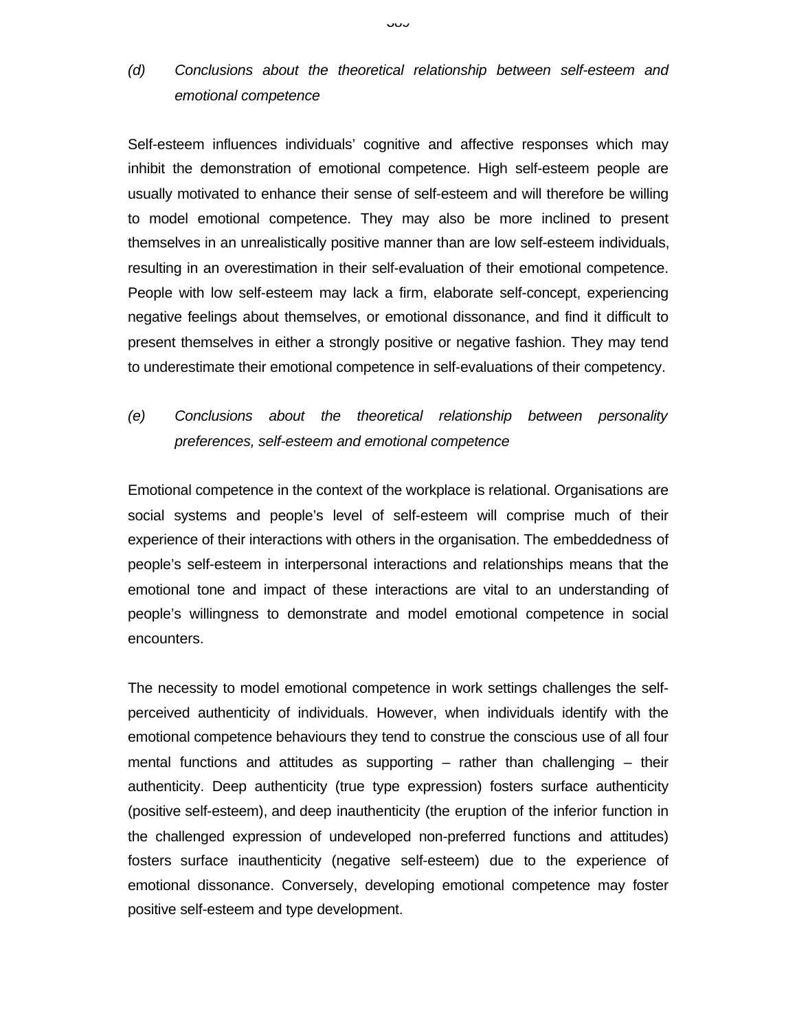*(d) Conclusions about the theoretical relationship between self-esteem and emotional competence*

Self-esteem influences individuals' cognitive and affective responses which may inhibit the demonstration of emotional competence. High self-esteem people are usually motivated to enhance their sense of self-esteem and will therefore be willing to model emotional competence. They may also be more inclined to present themselves in an unrealistically positive manner than are low self-esteem individuals, resulting in an overestimation in their self-evaluation of their emotional competence. People with low self-esteem may lack a firm, elaborate self-concept, experiencing negative feelings about themselves, or emotional dissonance, and find it difficult to present themselves in either a strongly positive or negative fashion. They may tend to underestimate their emotional competence in self-evaluations of their competency.

*(e) Conclusions about the theoretical relationship between personality preferences, self-esteem and emotional competence*

Emotional competence in the context of the workplace is relational. Organisations are social systems and people's level of self-esteem will comprise much of their experience of their interactions with others in the organisation. The embeddedness of people's self-esteem in interpersonal interactions and relationships means that the emotional tone and impact of these interactions are vital to an understanding of people's willingness to demonstrate and model emotional competence in social encounters.

The necessity to model emotional competence in work settings challenges the self-perceived authenticity of individuals. However, when individuals identify with the emotional competence behaviours they tend to construe the conscious use of all four mental functions and attitudes as supporting – rather than challenging – their authenticity. Deep authenticity (true type expression) fosters surface authenticity (positive self-esteem), and deep inauthenticity (the eruption of the inferior function in the challenged expression of undeveloped non-preferred functions and attitudes) fosters surface inauthenticity (negative self-esteem) due to the experience of emotional dissonance. Conversely, developing emotional competence may foster positive self-esteem and type development.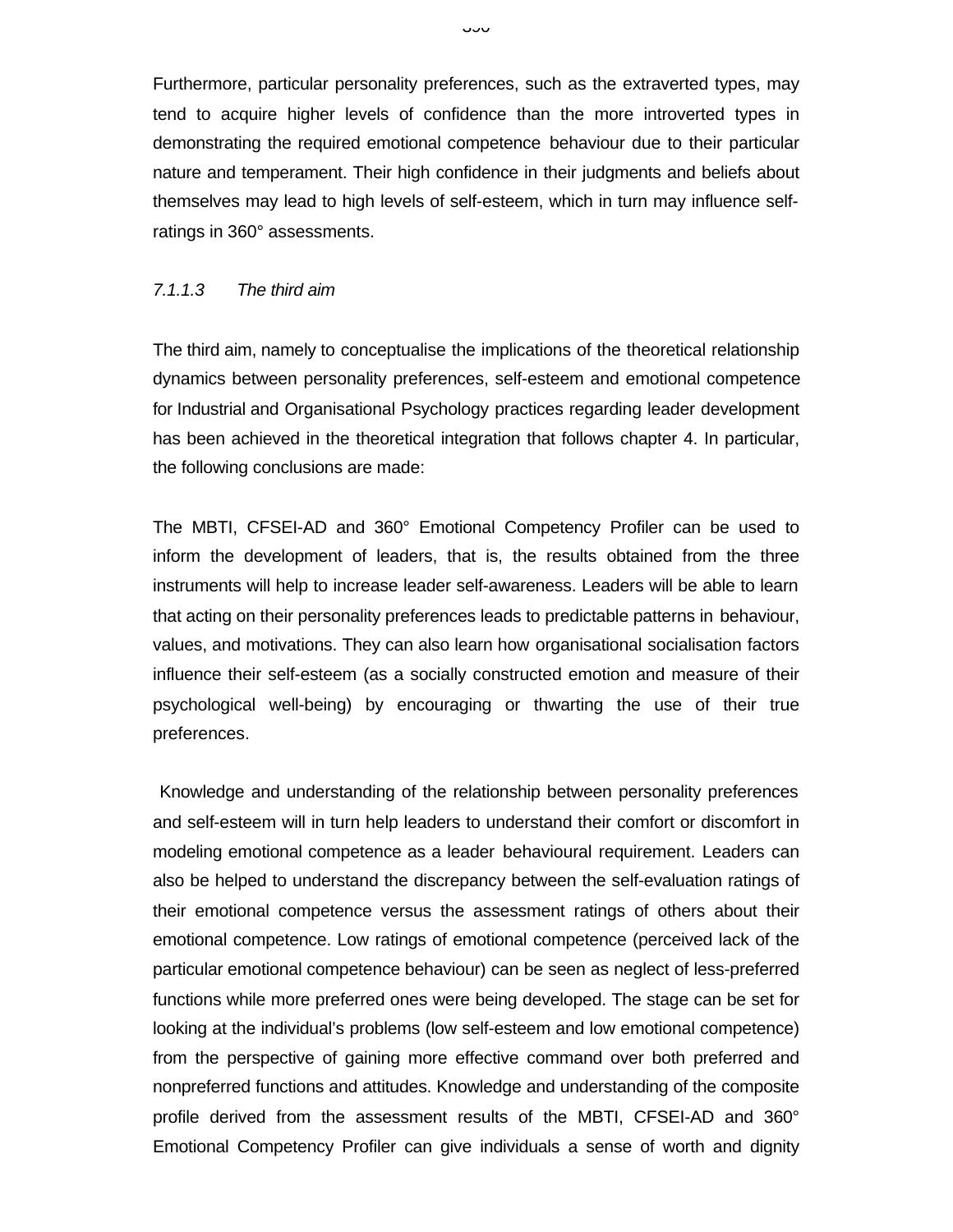Furthermore, particular personality preferences, such as the extraverted types, may tend to acquire higher levels of confidence than the more introverted types in demonstrating the required emotional competence behaviour due to their particular nature and temperament. Their high confidence in their judgments and beliefs about themselves may lead to high levels of self-esteem, which in turn may influence self-ratings in 360° assessments.

#### *7.1.1.3 The third aim*

The third aim, namely to conceptualise the implications of the theoretical relationship dynamics between personality preferences, self-esteem and emotional competence for Industrial and Organisational Psychology practices regarding leader development has been achieved in the theoretical integration that follows chapter 4. In particular, the following conclusions are made:

The MBTI, CFSEI-AD and 360° Emotional Competency Profiler can be used to inform the development of leaders, that is, the results obtained from the three instruments will help to increase leader self-awareness. Leaders will be able to learn that acting on their personality preferences leads to predictable patterns in behaviour, values, and motivations. They can also learn how organisational socialisation factors influence their self-esteem (as a socially constructed emotion and measure of their psychological well-being) by encouraging or thwarting the use of their true preferences.

Knowledge and understanding of the relationship between personality preferences and self-esteem will in turn help leaders to understand their comfort or discomfort in modeling emotional competence as a leader behavioural requirement. Leaders can also be helped to understand the discrepancy between the self-evaluation ratings of their emotional competence versus the assessment ratings of others about their emotional competence. Low ratings of emotional competence (perceived lack of the particular emotional competence behaviour) can be seen as neglect of less-preferred functions while more preferred ones were being developed. The stage can be set for looking at the individual's problems (low self-esteem and low emotional competence) from the perspective of gaining more effective command over both preferred and nonpreferred functions and attitudes. Knowledge and understanding of the composite profile derived from the assessment results of the MBTI, CFSEI-AD and 360° Emotional Competency Profiler can give individuals a sense of worth and dignity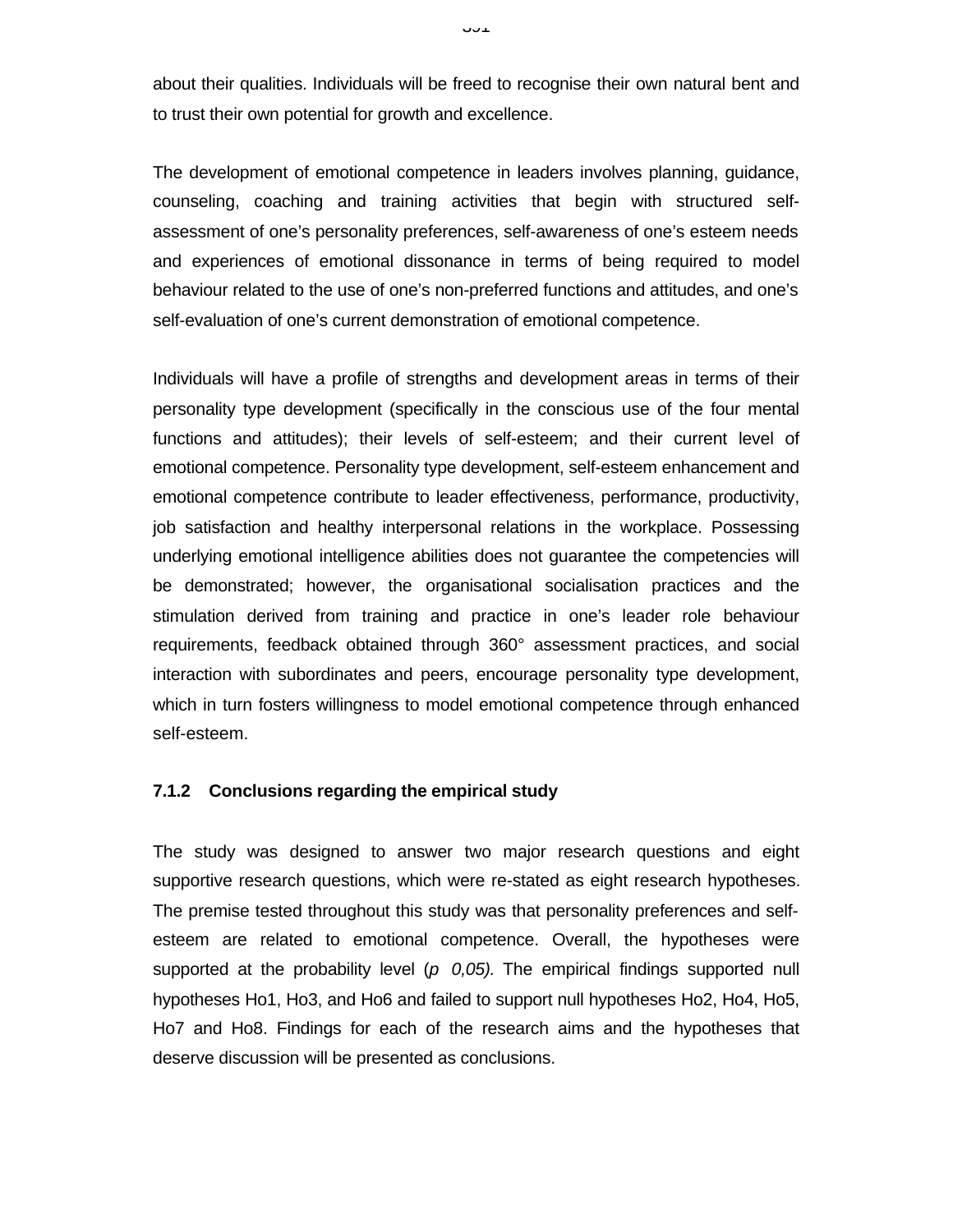about their qualities. Individuals will be freed to recognise their own natural bent and to trust their own potential for growth and excellence.

The development of emotional competence in leaders involves planning, guidance, counseling, coaching and training activities that begin with structured self-assessment of one's personality preferences, self-awareness of one's esteem needs and experiences of emotional dissonance in terms of being required to model behaviour related to the use of one's non-preferred functions and attitudes, and one's self-evaluation of one's current demonstration of emotional competence.

Individuals will have a profile of strengths and development areas in terms of their personality type development (specifically in the conscious use of the four mental functions and attitudes); their levels of self-esteem; and their current level of emotional competence. Personality type development, self-esteem enhancement and emotional competence contribute to leader effectiveness, performance, productivity, job satisfaction and healthy interpersonal relations in the workplace. Possessing underlying emotional intelligence abilities does not guarantee the competencies will be demonstrated; however, the organisational socialisation practices and the stimulation derived from training and practice in one's leader role behaviour requirements, feedback obtained through 360° assessment practices, and social interaction with subordinates and peers, encourage personality type development, which in turn fosters willingness to model emotional competence through enhanced self-esteem.

### 7.1.2 Conclusions regarding the empirical study

The study was designed to answer two major research questions and eight supportive research questions, which were re-stated as eight research hypotheses. The premise tested throughout this study was that personality preferences and self-esteem are related to emotional competence. Overall, the hypotheses were supported at the probability level (*p  0,05).* The empirical findings supported null hypotheses Ho1, Ho3, and Ho6 and failed to support null hypotheses Ho2, Ho4, Ho5, Ho7 and Ho8. Findings for each of the research aims and the hypotheses that deserve discussion will be presented as conclusions.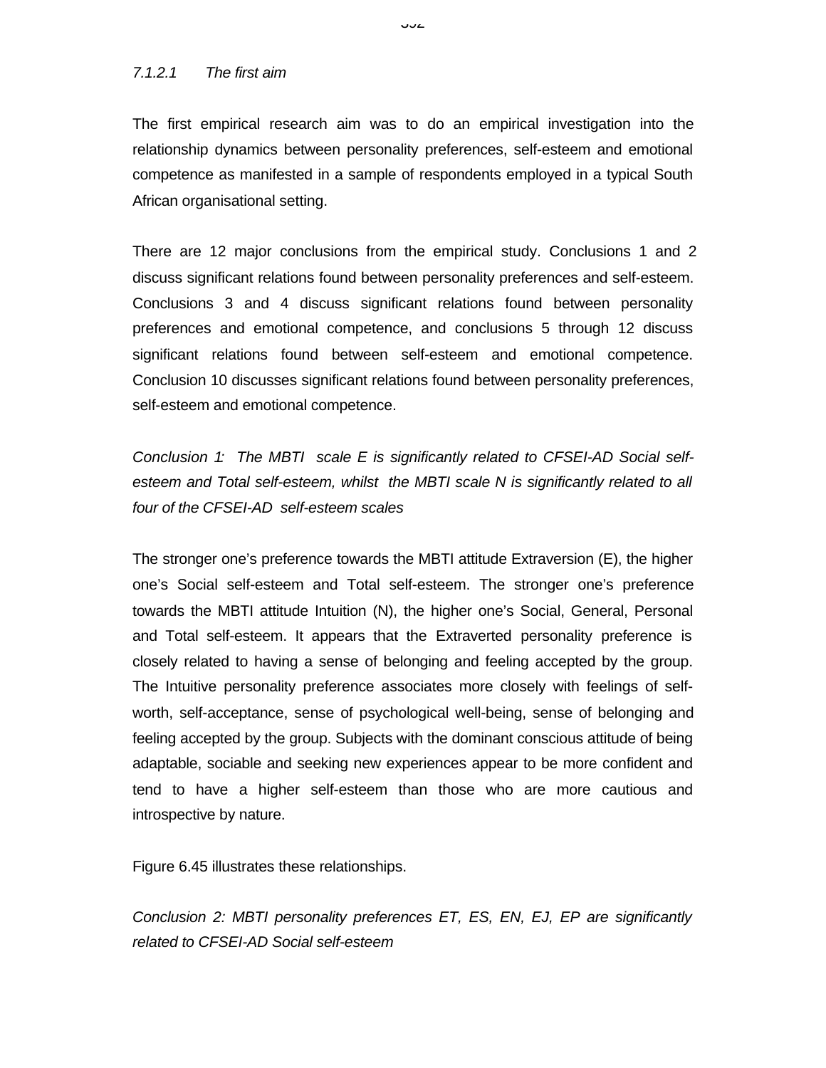#### *7.1.2.1 The first aim*

The first empirical research aim was to do an empirical investigation into the relationship dynamics between personality preferences, self-esteem and emotional competence as manifested in a sample of respondents employed in a typical South African organisational setting.

There are 12 major conclusions from the empirical study. Conclusions 1 and 2 discuss significant relations found between personality preferences and self-esteem. Conclusions 3 and 4 discuss significant relations found between personality preferences and emotional competence, and conclusions 5 through 12 discuss significant relations found between self-esteem and emotional competence. Conclusion 10 discusses significant relations found between personality preferences, self-esteem and emotional competence.

*Conclusion 1: The MBTI scale E is significantly related to CFSEI-AD Social self-esteem and Total self-esteem, whilst the MBTI scale N is significantly related to all four of the CFSEI-AD self-esteem scales*

The stronger one's preference towards the MBTI attitude Extraversion (E), the higher one's Social self-esteem and Total self-esteem. The stronger one's preference towards the MBTI attitude Intuition (N), the higher one's Social, General, Personal and Total self-esteem. It appears that the Extraverted personality preference is closely related to having a sense of belonging and feeling accepted by the group. The Intuitive personality preference associates more closely with feelings of self-worth, self-acceptance, sense of psychological well-being, sense of belonging and feeling accepted by the group. Subjects with the dominant conscious attitude of being adaptable, sociable and seeking new experiences appear to be more confident and tend to have a higher self-esteem than those who are more cautious and introspective by nature.

Figure 6.45 illustrates these relationships.

*Conclusion 2: MBTI personality preferences ET, ES, EN, EJ, EP are significantly related to CFSEI-AD Social self-esteem*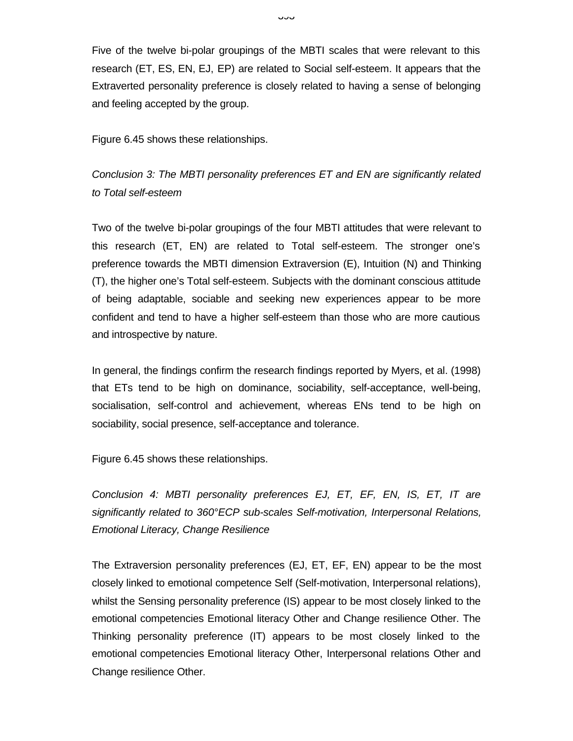Five of the twelve bi-polar groupings of the MBTI scales that were relevant to this research (ET, ES, EN, EJ, EP) are related to Social self-esteem. It appears that the Extraverted personality preference is closely related to having a sense of belonging and feeling accepted by the group.

Figure 6.45 shows these relationships.

*Conclusion 3: The MBTI personality preferences ET and EN are significantly related to Total self-esteem*

Two of the twelve bi-polar groupings of the four MBTI attitudes that were relevant to this research (ET, EN) are related to Total self-esteem. The stronger one's preference towards the MBTI dimension Extraversion (E), Intuition (N) and Thinking (T), the higher one's Total self-esteem. Subjects with the dominant conscious attitude of being adaptable, sociable and seeking new experiences appear to be more confident and tend to have a higher self-esteem than those who are more cautious and introspective by nature.

In general, the findings confirm the research findings reported by Myers, et al. (1998) that ETs tend to be high on dominance, sociability, self-acceptance, well-being, socialisation, self-control and achievement, whereas ENs tend to be high on sociability, social presence, self-acceptance and tolerance.

Figure 6.45 shows these relationships.

*Conclusion 4: MBTI personality preferences EJ, ET, EF, EN, IS, ET, IT are significantly related to 360°ECP sub-scales Self-motivation, Interpersonal Relations, Emotional Literacy, Change Resilience*

The Extraversion personality preferences (EJ, ET, EF, EN) appear to be the most closely linked to emotional competence Self (Self-motivation, Interpersonal relations), whilst the Sensing personality preference (IS) appear to be most closely linked to the emotional competencies Emotional literacy Other and Change resilience Other. The Thinking personality preference (IT) appears to be most closely linked to the emotional competencies Emotional literacy Other, Interpersonal relations Other and Change resilience Other.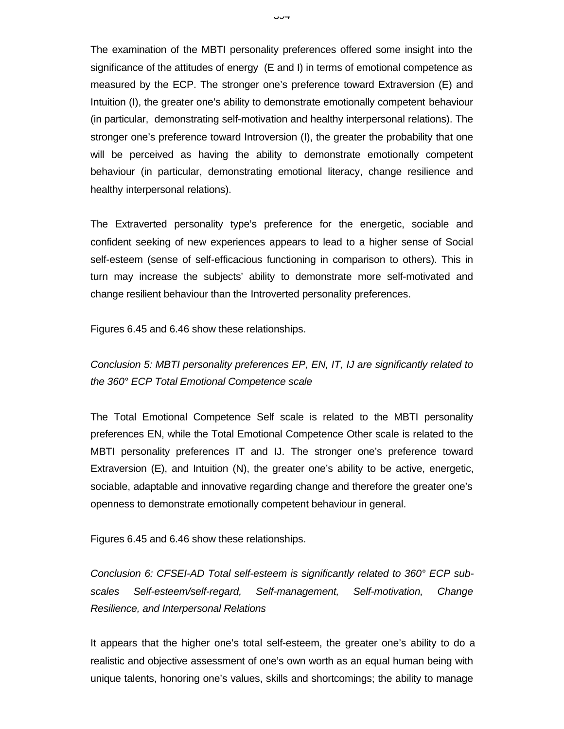The examination of the MBTI personality preferences offered some insight into the significance of the attitudes of energy (E and I) in terms of emotional competence as measured by the ECP. The stronger one's preference toward Extraversion (E) and Intuition (I), the greater one's ability to demonstrate emotionally competent behaviour (in particular, demonstrating self-motivation and healthy interpersonal relations). The stronger one's preference toward Introversion (I), the greater the probability that one will be perceived as having the ability to demonstrate emotionally competent behaviour (in particular, demonstrating emotional literacy, change resilience and healthy interpersonal relations).

The Extraverted personality type's preference for the energetic, sociable and confident seeking of new experiences appears to lead to a higher sense of Social self-esteem (sense of self-efficacious functioning in comparison to others). This in turn may increase the subjects' ability to demonstrate more self-motivated and change resilient behaviour than the Introverted personality preferences.

Figures 6.45 and 6.46 show these relationships.

*Conclusion 5: MBTI personality preferences EP, EN, IT, IJ are significantly related to the 360° ECP Total Emotional Competence scale*

The Total Emotional Competence Self scale is related to the MBTI personality preferences EN, while the Total Emotional Competence Other scale is related to the MBTI personality preferences IT and IJ. The stronger one's preference toward Extraversion (E), and Intuition (N), the greater one's ability to be active, energetic, sociable, adaptable and innovative regarding change and therefore the greater one's openness to demonstrate emotionally competent behaviour in general.

Figures 6.45 and 6.46 show these relationships.

*Conclusion 6: CFSEI-AD Total self-esteem is significantly related to 360° ECP sub-scales Self-esteem/self-regard, Self-management, Self-motivation, Change Resilience, and Interpersonal Relations*

It appears that the higher one's total self-esteem, the greater one's ability to do a realistic and objective assessment of one's own worth as an equal human being with unique talents, honoring one's values, skills and shortcomings; the ability to manage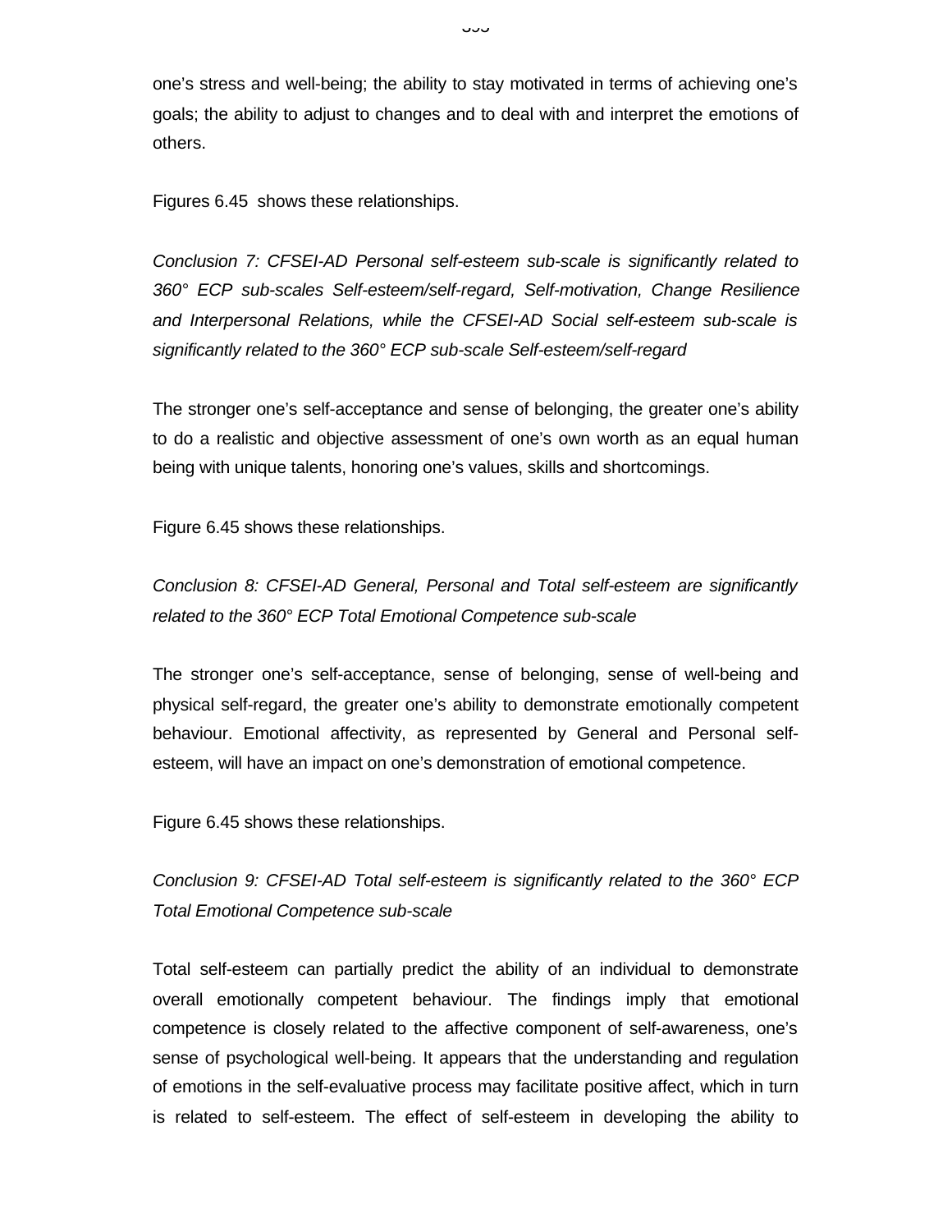one's stress and well-being; the ability to stay motivated in terms of achieving one's goals; the ability to adjust to changes and to deal with and interpret the emotions of others.

Figures 6.45  shows these relationships.

*Conclusion 7: CFSEI-AD Personal self-esteem sub-scale is significantly related to 360° ECP sub-scales Self-esteem/self-regard, Self-motivation, Change Resilience and Interpersonal Relations, while the CFSEI-AD Social self-esteem sub-scale is significantly related to the 360° ECP sub-scale Self-esteem/self-regard*

The stronger one's self-acceptance and sense of belonging, the greater one's ability to do a realistic and objective assessment of one's own worth as an equal human being with unique talents, honoring one's values, skills and shortcomings.

Figure 6.45 shows these relationships.

*Conclusion 8: CFSEI-AD General, Personal and Total self-esteem are significantly related to the 360° ECP Total Emotional Competence sub-scale*

The stronger one's self-acceptance, sense of belonging, sense of well-being and physical self-regard, the greater one's ability to demonstrate emotionally competent behaviour. Emotional affectivity, as represented by General and Personal self-esteem, will have an impact on one's demonstration of emotional competence.

Figure 6.45 shows these relationships.

*Conclusion 9: CFSEI-AD Total self-esteem is significantly related to the 360° ECP Total Emotional Competence sub-scale*

Total self-esteem can partially predict the ability of an individual to demonstrate overall emotionally competent behaviour. The findings imply that emotional competence is closely related to the affective component of self-awareness, one's sense of psychological well-being. It appears that the understanding and regulation of emotions in the self-evaluative process may facilitate positive affect, which in turn is related to self-esteem. The effect of self-esteem in developing the ability to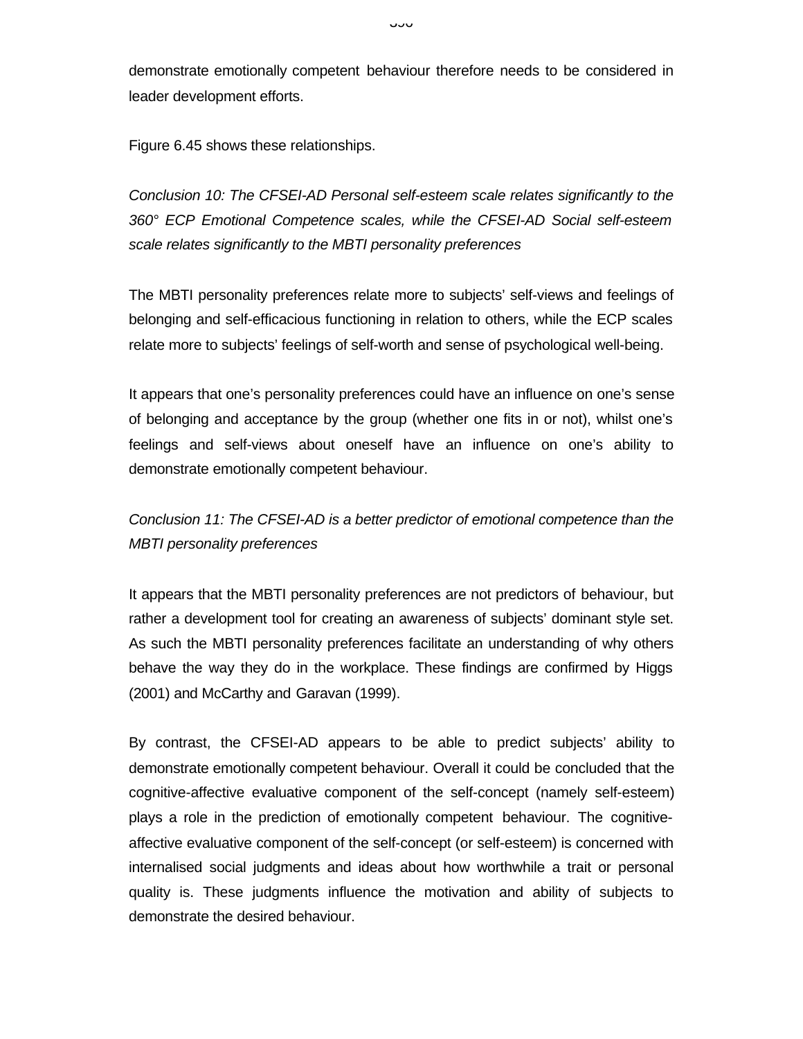demonstrate emotionally competent behaviour therefore needs to be considered in leader development efforts.

Figure 6.45 shows these relationships.

*Conclusion 10: The CFSEI-AD Personal self-esteem scale relates significantly to the 360° ECP Emotional Competence scales, while the CFSEI-AD Social self-esteem scale relates significantly to the MBTI personality preferences*

The MBTI personality preferences relate more to subjects' self-views and feelings of belonging and self-efficacious functioning in relation to others, while the ECP scales relate more to subjects' feelings of self-worth and sense of psychological well-being.

It appears that one's personality preferences could have an influence on one's sense of belonging and acceptance by the group (whether one fits in or not), whilst one's feelings and self-views about oneself have an influence on one's ability to demonstrate emotionally competent behaviour.

*Conclusion 11: The CFSEI-AD is a better predictor of emotional competence than the MBTI personality preferences*

It appears that the MBTI personality preferences are not predictors of behaviour, but rather a development tool for creating an awareness of subjects' dominant style set. As such the MBTI personality preferences facilitate an understanding of why others behave the way they do in the workplace. These findings are confirmed by Higgs (2001) and McCarthy and Garavan (1999).

By contrast, the CFSEI-AD appears to be able to predict subjects' ability to demonstrate emotionally competent behaviour. Overall it could be concluded that the cognitive-affective evaluative component of the self-concept (namely self-esteem) plays a role in the prediction of emotionally competent behaviour. The cognitive-affective evaluative component of the self-concept (or self-esteem) is concerned with internalised social judgments and ideas about how worthwhile a trait or personal quality is. These judgments influence the motivation and ability of subjects to demonstrate the desired behaviour.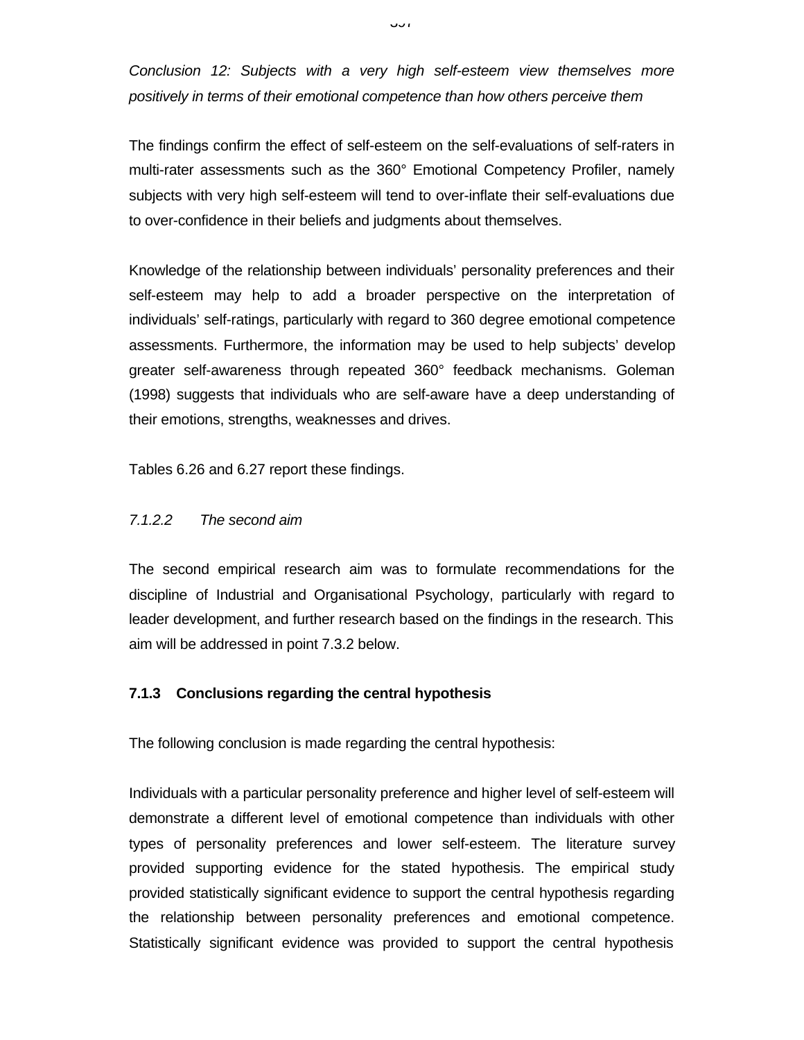*Conclusion 12: Subjects with a very high self-esteem view themselves more positively in terms of their emotional competence than how others perceive them*

The findings confirm the effect of self-esteem on the self-evaluations of self-raters in multi-rater assessments such as the 360° Emotional Competency Profiler, namely subjects with very high self-esteem will tend to over-inflate their self-evaluations due to over-confidence in their beliefs and judgments about themselves.

Knowledge of the relationship between individuals' personality preferences and their self-esteem may help to add a broader perspective on the interpretation of individuals' self-ratings, particularly with regard to 360 degree emotional competence assessments. Furthermore, the information may be used to help subjects' develop greater self-awareness through repeated 360° feedback mechanisms. Goleman (1998) suggests that individuals who are self-aware have a deep understanding of their emotions, strengths, weaknesses and drives.

Tables 6.26 and 6.27 report these findings.

*7.1.2.2 The second aim*

The second empirical research aim was to formulate recommendations for the discipline of Industrial and Organisational Psychology, particularly with regard to leader development, and further research based on the findings in the research. This aim will be addressed in point 7.3.2 below.

### 7.1.3 Conclusions regarding the central hypothesis

The following conclusion is made regarding the central hypothesis:

Individuals with a particular personality preference and higher level of self-esteem will demonstrate a different level of emotional competence than individuals with other types of personality preferences and lower self-esteem. The literature survey provided supporting evidence for the stated hypothesis. The empirical study provided statistically significant evidence to support the central hypothesis regarding the relationship between personality preferences and emotional competence. Statistically significant evidence was provided to support the central hypothesis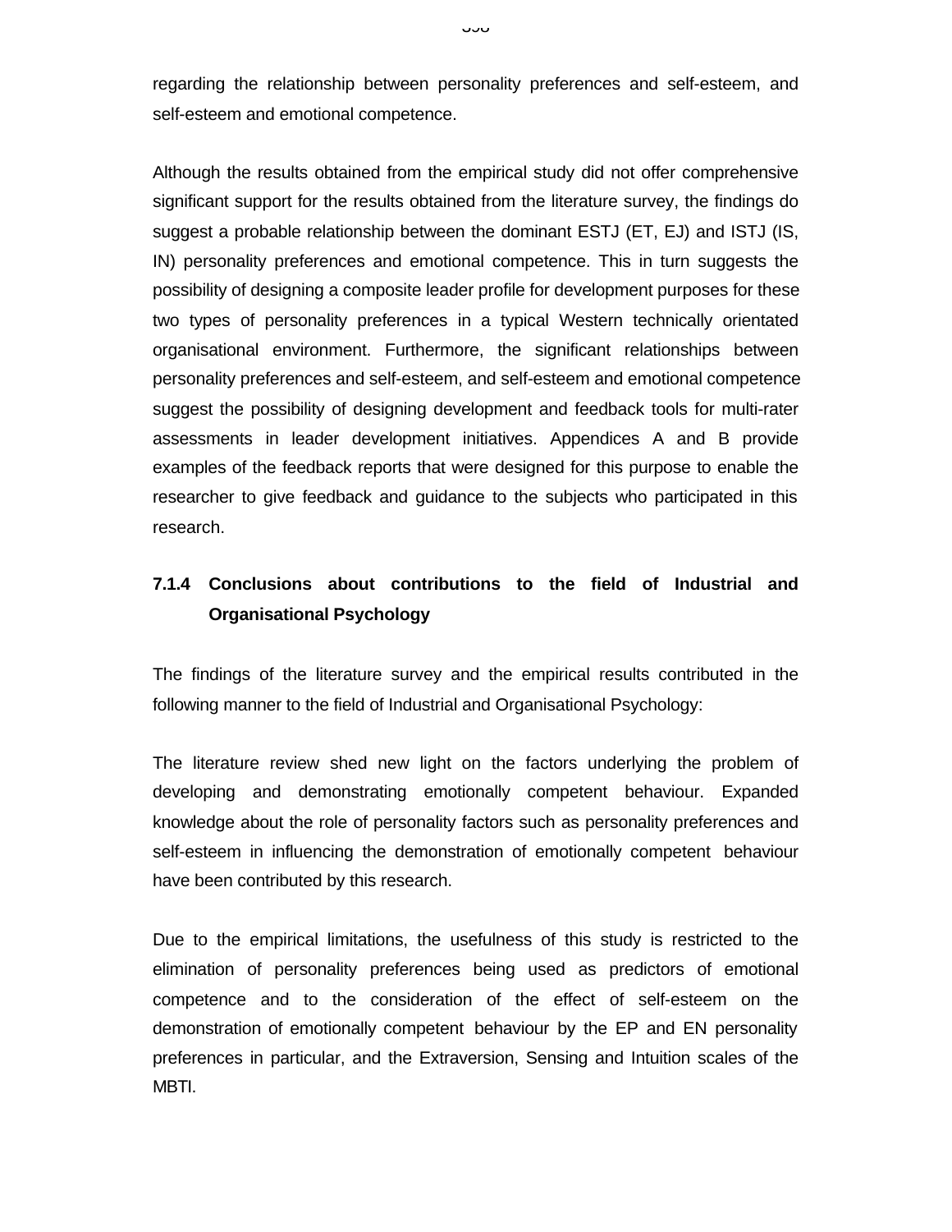regarding the relationship between personality preferences and self-esteem, and self-esteem and emotional competence.

Although the results obtained from the empirical study did not offer comprehensive significant support for the results obtained from the literature survey, the findings do suggest a probable relationship between the dominant ESTJ (ET, EJ) and ISTJ (IS, IN) personality preferences and emotional competence. This in turn suggests the possibility of designing a composite leader profile for development purposes for these two types of personality preferences in a typical Western technically orientated organisational environment. Furthermore, the significant relationships between personality preferences and self-esteem, and self-esteem and emotional competence suggest the possibility of designing development and feedback tools for multi-rater assessments in leader development initiatives. Appendices A and B provide examples of the feedback reports that were designed for this purpose to enable the researcher to give feedback and guidance to the subjects who participated in this research.

### 7.1.4 Conclusions about contributions to the field of Industrial and Organisational Psychology

The findings of the literature survey and the empirical results contributed in the following manner to the field of Industrial and Organisational Psychology:

The literature review shed new light on the factors underlying the problem of developing and demonstrating emotionally competent behaviour. Expanded knowledge about the role of personality factors such as personality preferences and self-esteem in influencing the demonstration of emotionally competent behaviour have been contributed by this research.

Due to the empirical limitations, the usefulness of this study is restricted to the elimination of personality preferences being used as predictors of emotional competence and to the consideration of the effect of self-esteem on the demonstration of emotionally competent behaviour by the EP and EN personality preferences in particular, and the Extraversion, Sensing and Intuition scales of the MBTI.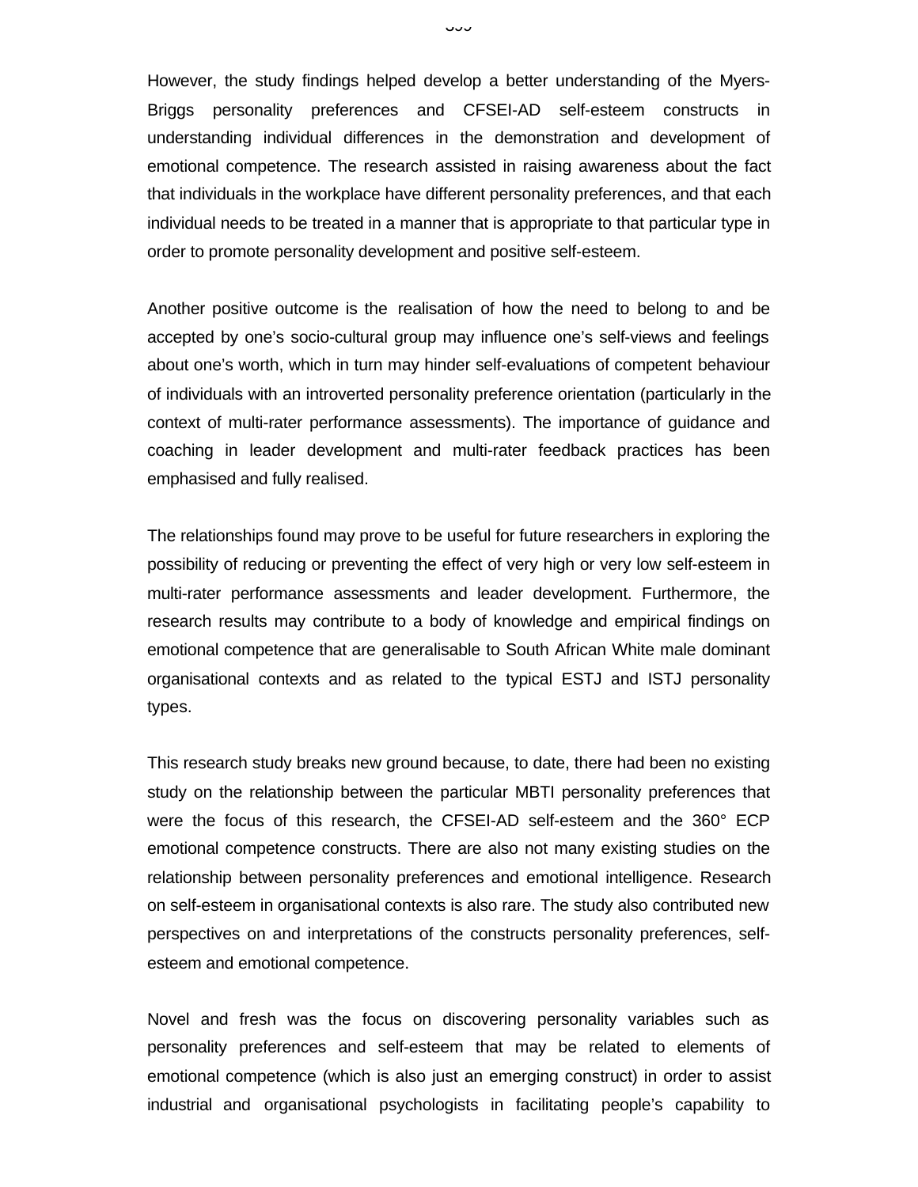However, the study findings helped develop a better understanding of the Myers-Briggs personality preferences and CFSEI-AD self-esteem constructs in understanding individual differences in the demonstration and development of emotional competence. The research assisted in raising awareness about the fact that individuals in the workplace have different personality preferences, and that each individual needs to be treated in a manner that is appropriate to that particular type in order to promote personality development and positive self-esteem.

Another positive outcome is the realisation of how the need to belong to and be accepted by one's socio-cultural group may influence one's self-views and feelings about one's worth, which in turn may hinder self-evaluations of competent behaviour of individuals with an introverted personality preference orientation (particularly in the context of multi-rater performance assessments). The importance of guidance and coaching in leader development and multi-rater feedback practices has been emphasised and fully realised.

The relationships found may prove to be useful for future researchers in exploring the possibility of reducing or preventing the effect of very high or very low self-esteem in multi-rater performance assessments and leader development. Furthermore, the research results may contribute to a body of knowledge and empirical findings on emotional competence that are generalisable to South African White male dominant organisational contexts and as related to the typical ESTJ and ISTJ personality types.

This research study breaks new ground because, to date, there had been no existing study on the relationship between the particular MBTI personality preferences that were the focus of this research, the CFSEI-AD self-esteem and the 360° ECP emotional competence constructs. There are also not many existing studies on the relationship between personality preferences and emotional intelligence. Research on self-esteem in organisational contexts is also rare. The study also contributed new perspectives on and interpretations of the constructs personality preferences, self-esteem and emotional competence.

Novel and fresh was the focus on discovering personality variables such as personality preferences and self-esteem that may be related to elements of emotional competence (which is also just an emerging construct) in order to assist industrial and organisational psychologists in facilitating people's capability to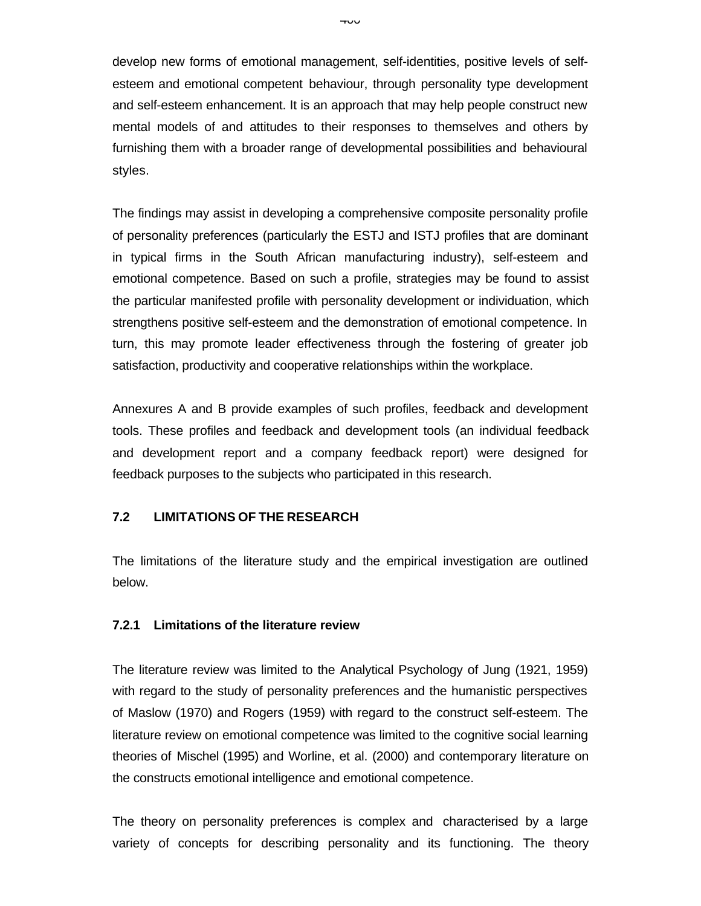develop new forms of emotional management, self-identities, positive levels of self-esteem and emotional competent behaviour, through personality type development and self-esteem enhancement. It is an approach that may help people construct new mental models of and attitudes to their responses to themselves and others by furnishing them with a broader range of developmental possibilities and behavioural styles.

The findings may assist in developing a comprehensive composite personality profile of personality preferences (particularly the ESTJ and ISTJ profiles that are dominant in typical firms in the South African manufacturing industry), self-esteem and emotional competence. Based on such a profile, strategies may be found to assist the particular manifested profile with personality development or individuation, which strengthens positive self-esteem and the demonstration of emotional competence. In turn, this may promote leader effectiveness through the fostering of greater job satisfaction, productivity and cooperative relationships within the workplace.

Annexures A and B provide examples of such profiles, feedback and development tools. These profiles and feedback and development tools (an individual feedback and development report and a company feedback report) were designed for feedback purposes to the subjects who participated in this research.

## 7.2 LIMITATIONS OF THE RESEARCH

The limitations of the literature study and the empirical investigation are outlined below.

### 7.2.1 Limitations of the literature review

The literature review was limited to the Analytical Psychology of Jung (1921, 1959) with regard to the study of personality preferences and the humanistic perspectives of Maslow (1970) and Rogers (1959) with regard to the construct self-esteem. The literature review on emotional competence was limited to the cognitive social learning theories of Mischel (1995) and Worline, et al. (2000) and contemporary literature on the constructs emotional intelligence and emotional competence.

The theory on personality preferences is complex and characterised by a large variety of concepts for describing personality and its functioning. The theory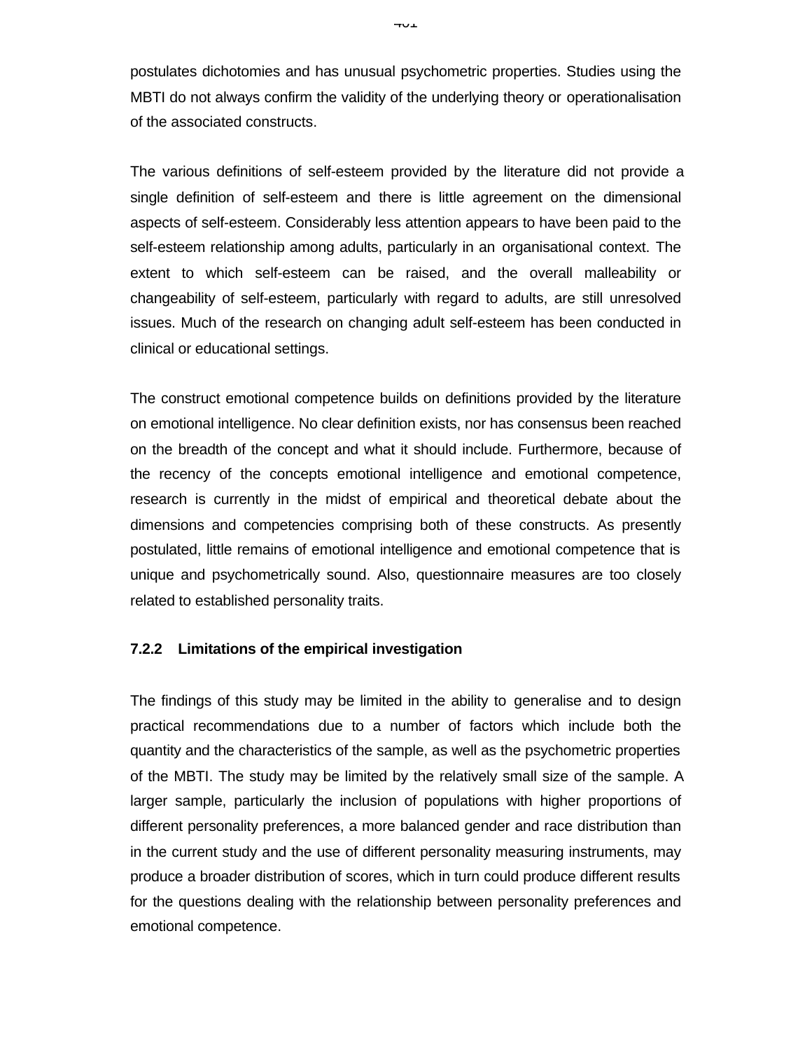postulates dichotomies and has unusual psychometric properties. Studies using the MBTI do not always confirm the validity of the underlying theory or operationalisation of the associated constructs.

The various definitions of self-esteem provided by the literature did not provide a single definition of self-esteem and there is little agreement on the dimensional aspects of self-esteem. Considerably less attention appears to have been paid to the self-esteem relationship among adults, particularly in an organisational context. The extent to which self-esteem can be raised, and the overall malleability or changeability of self-esteem, particularly with regard to adults, are still unresolved issues. Much of the research on changing adult self-esteem has been conducted in clinical or educational settings.

The construct emotional competence builds on definitions provided by the literature on emotional intelligence. No clear definition exists, nor has consensus been reached on the breadth of the concept and what it should include. Furthermore, because of the recency of the concepts emotional intelligence and emotional competence, research is currently in the midst of empirical and theoretical debate about the dimensions and competencies comprising both of these constructs. As presently postulated, little remains of emotional intelligence and emotional competence that is unique and psychometrically sound. Also, questionnaire measures are too closely related to established personality traits.

### 7.2.2 Limitations of the empirical investigation

The findings of this study may be limited in the ability to generalise and to design practical recommendations due to a number of factors which include both the quantity and the characteristics of the sample, as well as the psychometric properties of the MBTI. The study may be limited by the relatively small size of the sample. A larger sample, particularly the inclusion of populations with higher proportions of different personality preferences, a more balanced gender and race distribution than in the current study and the use of different personality measuring instruments, may produce a broader distribution of scores, which in turn could produce different results for the questions dealing with the relationship between personality preferences and emotional competence.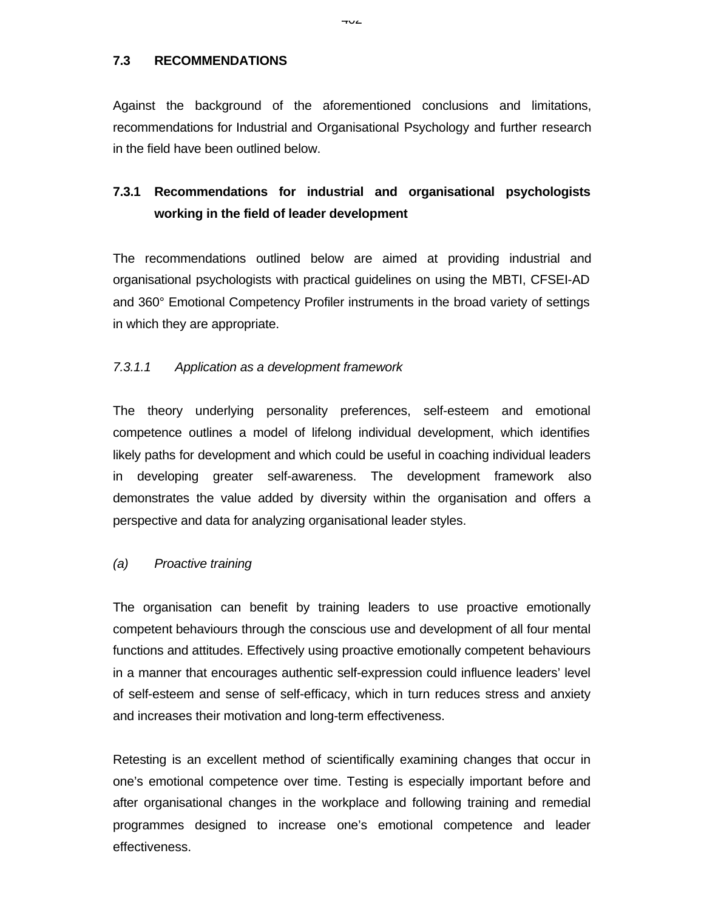## 7.3 RECOMMENDATIONS

Against the background of the aforementioned conclusions and limitations, recommendations for Industrial and Organisational Psychology and further research in the field have been outlined below.

### 7.3.1 Recommendations for industrial and organisational psychologists working in the field of leader development

The recommendations outlined below are aimed at providing industrial and organisational psychologists with practical guidelines on using the MBTI, CFSEI-AD and 360° Emotional Competency Profiler instruments in the broad variety of settings in which they are appropriate.

#### *7.3.1.1 Application as a development framework*

The theory underlying personality preferences, self-esteem and emotional competence outlines a model of lifelong individual development, which identifies likely paths for development and which could be useful in coaching individual leaders in developing greater self-awareness. The development framework also demonstrates the value added by diversity within the organisation and offers a perspective and data for analyzing organisational leader styles.

*(a) Proactive training*

The organisation can benefit by training leaders to use proactive emotionally competent behaviours through the conscious use and development of all four mental functions and attitudes. Effectively using proactive emotionally competent behaviours in a manner that encourages authentic self-expression could influence leaders' level of self-esteem and sense of self-efficacy, which in turn reduces stress and anxiety and increases their motivation and long-term effectiveness.

Retesting is an excellent method of scientifically examining changes that occur in one's emotional competence over time. Testing is especially important before and after organisational changes in the workplace and following training and remedial programmes designed to increase one's emotional competence and leader effectiveness.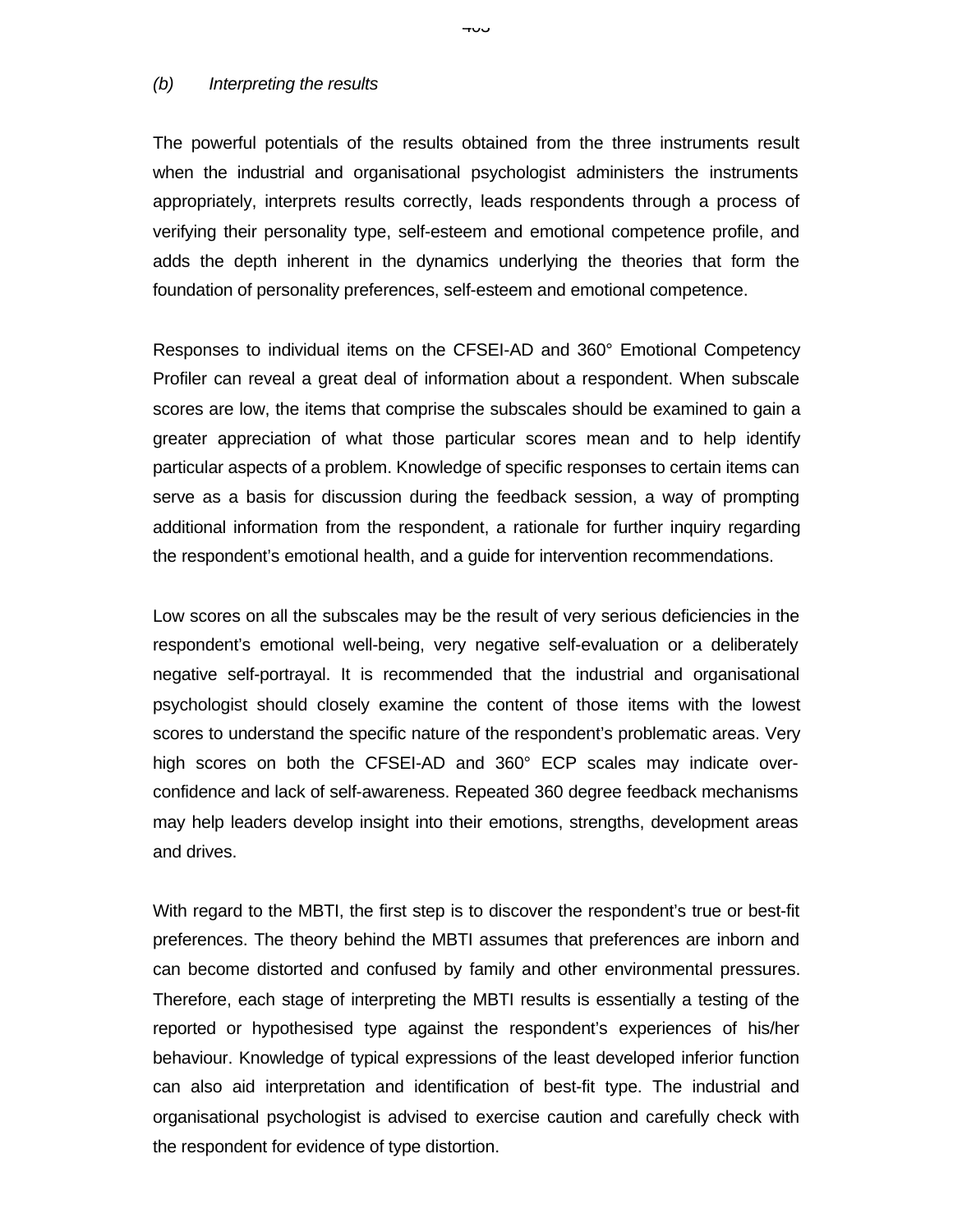*(b) Interpreting the results*

The powerful potentials of the results obtained from the three instruments result when the industrial and organisational psychologist administers the instruments appropriately, interprets results correctly, leads respondents through a process of verifying their personality type, self-esteem and emotional competence profile, and adds the depth inherent in the dynamics underlying the theories that form the foundation of personality preferences, self-esteem and emotional competence.

Responses to individual items on the CFSEI-AD and 360° Emotional Competency Profiler can reveal a great deal of information about a respondent. When subscale scores are low, the items that comprise the subscales should be examined to gain a greater appreciation of what those particular scores mean and to help identify particular aspects of a problem. Knowledge of specific responses to certain items can serve as a basis for discussion during the feedback session, a way of prompting additional information from the respondent, a rationale for further inquiry regarding the respondent's emotional health, and a guide for intervention recommendations.

Low scores on all the subscales may be the result of very serious deficiencies in the respondent's emotional well-being, very negative self-evaluation or a deliberately negative self-portrayal. It is recommended that the industrial and organisational psychologist should closely examine the content of those items with the lowest scores to understand the specific nature of the respondent's problematic areas. Very high scores on both the CFSEI-AD and 360° ECP scales may indicate over-confidence and lack of self-awareness. Repeated 360 degree feedback mechanisms may help leaders develop insight into their emotions, strengths, development areas and drives.

With regard to the MBTI, the first step is to discover the respondent's true or best-fit preferences. The theory behind the MBTI assumes that preferences are inborn and can become distorted and confused by family and other environmental pressures. Therefore, each stage of interpreting the MBTI results is essentially a testing of the reported or hypothesised type against the respondent's experiences of his/her behaviour. Knowledge of typical expressions of the least developed inferior function can also aid interpretation and identification of best-fit type. The industrial and organisational psychologist is advised to exercise caution and carefully check with the respondent for evidence of type distortion.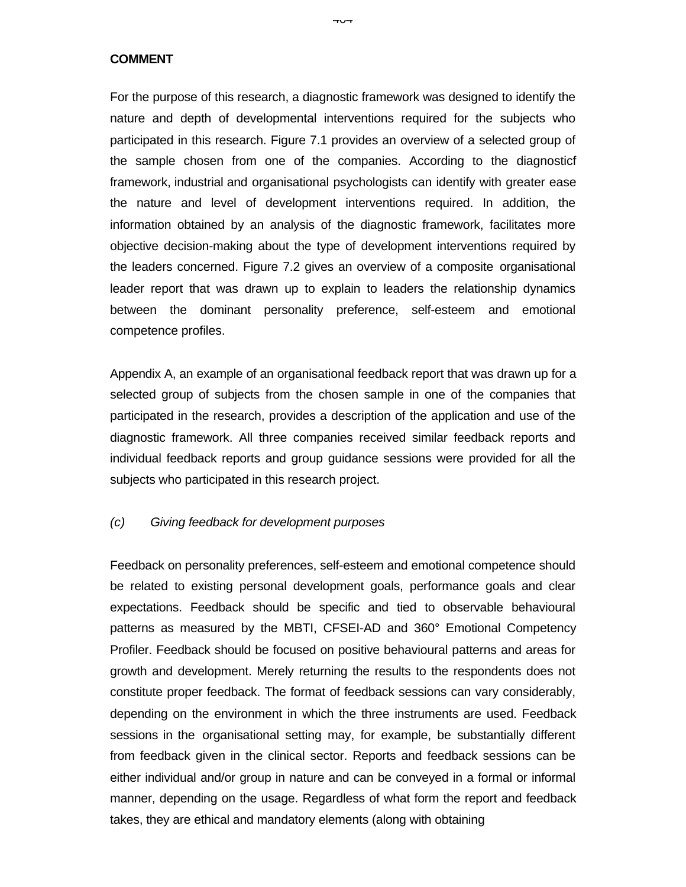**COMMENT**

For the purpose of this research, a diagnostic framework was designed to identify the nature and depth of developmental interventions required for the subjects who participated in this research. Figure 7.1 provides an overview of a selected group of the sample chosen from one of the companies. According to the diagnosticf framework, industrial and organisational psychologists can identify with greater ease the nature and level of development interventions required. In addition, the information obtained by an analysis of the diagnostic framework, facilitates more objective decision-making about the type of development interventions required by the leaders concerned. Figure 7.2 gives an overview of a composite organisational leader report that was drawn up to explain to leaders the relationship dynamics between the dominant personality preference, self-esteem and emotional competence profiles.

Appendix A, an example of an organisational feedback report that was drawn up for a selected group of subjects from the chosen sample in one of the companies that participated in the research, provides a description of the application and use of the diagnostic framework. All three companies received similar feedback reports and individual feedback reports and group guidance sessions were provided for all the subjects who participated in this research project.

*(c) Giving feedback for development purposes*

Feedback on personality preferences, self-esteem and emotional competence should be related to existing personal development goals, performance goals and clear expectations. Feedback should be specific and tied to observable behavioural patterns as measured by the MBTI, CFSEI-AD and 360° Emotional Competency Profiler. Feedback should be focused on positive behavioural patterns and areas for growth and development. Merely returning the results to the respondents does not constitute proper feedback. The format of feedback sessions can vary considerably, depending on the environment in which the three instruments are used. Feedback sessions in the organisational setting may, for example, be substantially different from feedback given in the clinical sector. Reports and feedback sessions can be either individual and/or group in nature and can be conveyed in a formal or informal manner, depending on the usage. Regardless of what form the report and feedback takes, they are ethical and mandatory elements (along with obtaining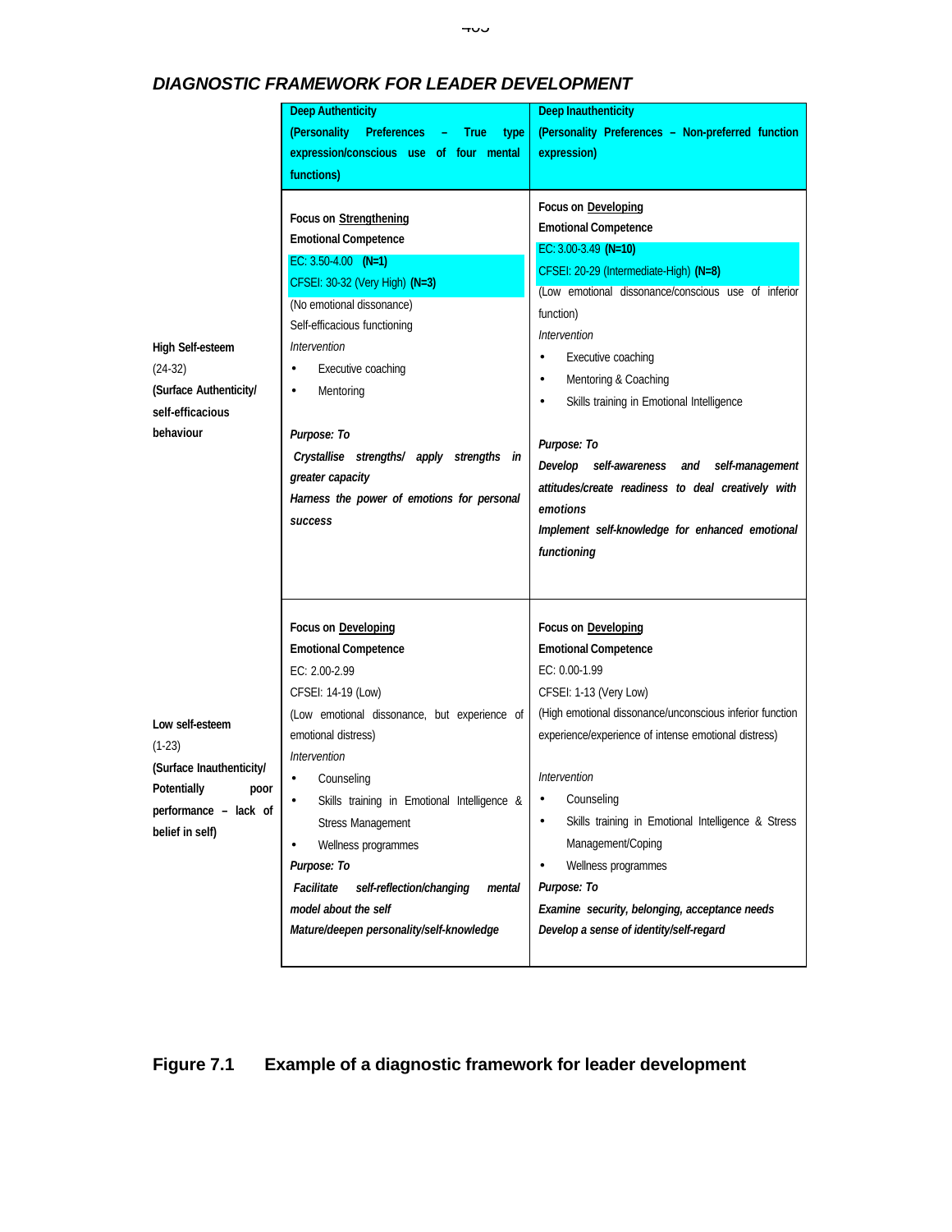## DIAGNOSTIC FRAMEWORK FOR LEADER DEVELOPMENT

| | **Deep Authenticity (Personality Preferences – True type expression/conscious use of four mental functions)** | **Deep Inauthenticity (Personality Preferences – Non-preferred function expression)** |
|---|---|---|
| **High Self-esteem** (24-32) **(Surface Authenticity/ self-efficacious behaviour** | **Focus on Strengthening Emotional Competence**<br>EC: 3.50-4.00 **(N=1)**<br>CFSEI: 30-32 (Very High) **(N=3)**<br>(No emotional dissonance)<br>Self-efficacious functioning<br>*Intervention*<br>• Executive coaching<br>• Mentoring<br><br>***Purpose: To***<br>***Crystallise strengths/ apply strengths in greater capacity***<br>***Harness the power of emotions for personal success*** | **Focus on Developing Emotional Competence**<br>EC: 3.00-3.49 **(N=10)**<br>CFSEI: 20-29 (Intermediate-High) **(N=8)**<br>(Low emotional dissonance/conscious use of inferior function)<br>*Intervention*<br>• Executive coaching<br>• Mentoring & Coaching<br>• Skills training in Emotional Intelligence<br><br>***Purpose: To***<br>***Develop self-awareness and self-management attitudes/create readiness to deal creatively with emotions***<br>***Implement self-knowledge for enhanced emotional functioning*** |
| **Low self-esteem** (1-23) **(Surface Inauthenticity/ Potentially poor performance – lack of belief in self)** | **Focus on Developing Emotional Competence**<br>EC: 2.00-2.99<br>CFSEI: 14-19 (Low)<br>(Low emotional dissonance, but experience of emotional distress)<br>*Intervention*<br>• Counseling<br>• Skills training in Emotional Intelligence & Stress Management<br>• Wellness programmes<br>***Purpose: To***<br>***Facilitate self-reflection/changing mental model about the self***<br>***Mature/deepen personality/self-knowledge*** | **Focus on Developing Emotional Competence**<br>EC: 0.00-1.99<br>CFSEI: 1-13 (Very Low)<br>(High emotional dissonance/unconscious inferior function experience/experience of intense emotional distress)<br><br>*Intervention*<br>• Counseling<br>• Skills training in Emotional Intelligence & Stress Management/Coping<br>• Wellness programmes<br>***Purpose: To***<br>***Examine security, belonging, acceptance needs***<br>***Develop a sense of identity/self-regard*** |

**Figure 7.1 Example of a diagnostic framework for leader development**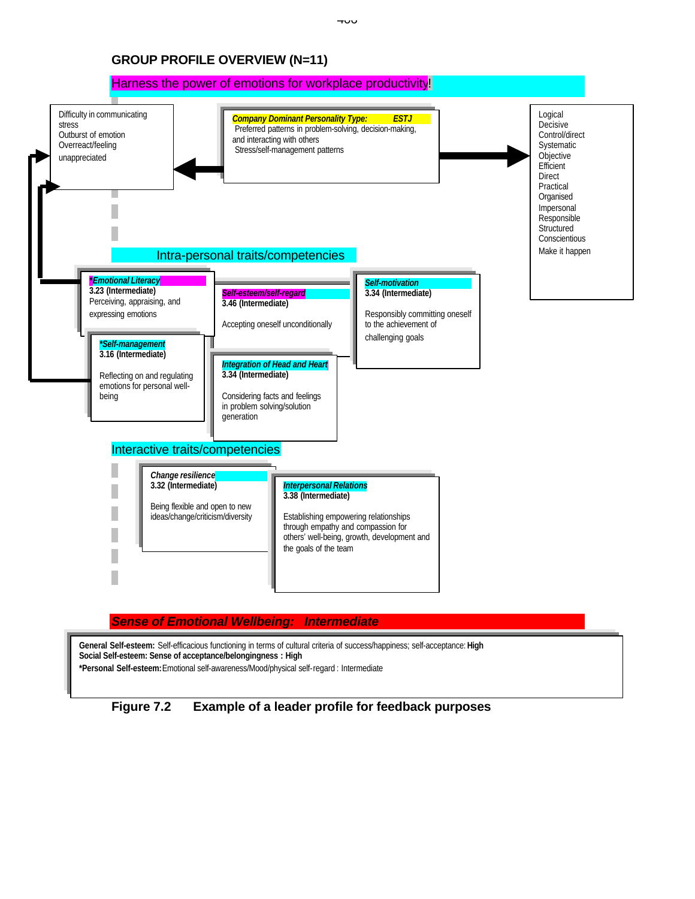## GROUP PROFILE OVERVIEW (N=11)

Harness the power of emotions for workplace productivity!

Difficulty in communicating stress
Outburst of emotion
Overreact/feeling unappreciated

***Company Dominant Personality Type: ESTJ***
Preferred patterns in problem-solving, decision-making, and interacting with others
Stress/self-management patterns

Logical
Decisive
Control/direct
Systematic
Objective
Efficient
Direct
Practical
Organised
Impersonal
Responsible
Structured
Conscientious
Make it happen

### Intra-personal traits/competencies

***\*Emotional Literacy***
**3.23 (Intermediate)**
Perceiving, appraising, and expressing emotions

***Self-esteem/self-regard***
**3.46 (Intermediate)**
Accepting oneself unconditionally

***Self-motivation***
**3.34 (Intermediate)**
Responsibly committing oneself to the achievement of challenging goals

***\*Self-management***
**3.16 (Intermediate)**
Reflecting on and regulating emotions for personal well-being

***Integration of Head and Heart***
**3.34 (Intermediate)**
Considering facts and feelings in problem solving/solution generation

### Interactive traits/competencies

***Change resilience***
**3.32 (Intermediate)**
Being flexible and open to new ideas/change/criticism/diversity

***Interpersonal Relations***
**3.38 (Intermediate)**
Establishing empowering relationships through empathy and compassion for others' well-being, growth, development and the goals of the team

***Sense of Emotional Wellbeing: Intermediate***

**General Self-esteem:** Self-efficacious functioning in terms of cultural criteria of success/happiness; self-acceptance: **High**
**Social Self-esteem: Sense of acceptance/belongingness : High**
**\*Personal Self-esteem:** Emotional self-awareness/Mood/physical self-regard : Intermediate

**Figure 7.2 Example of a leader profile for feedback purposes**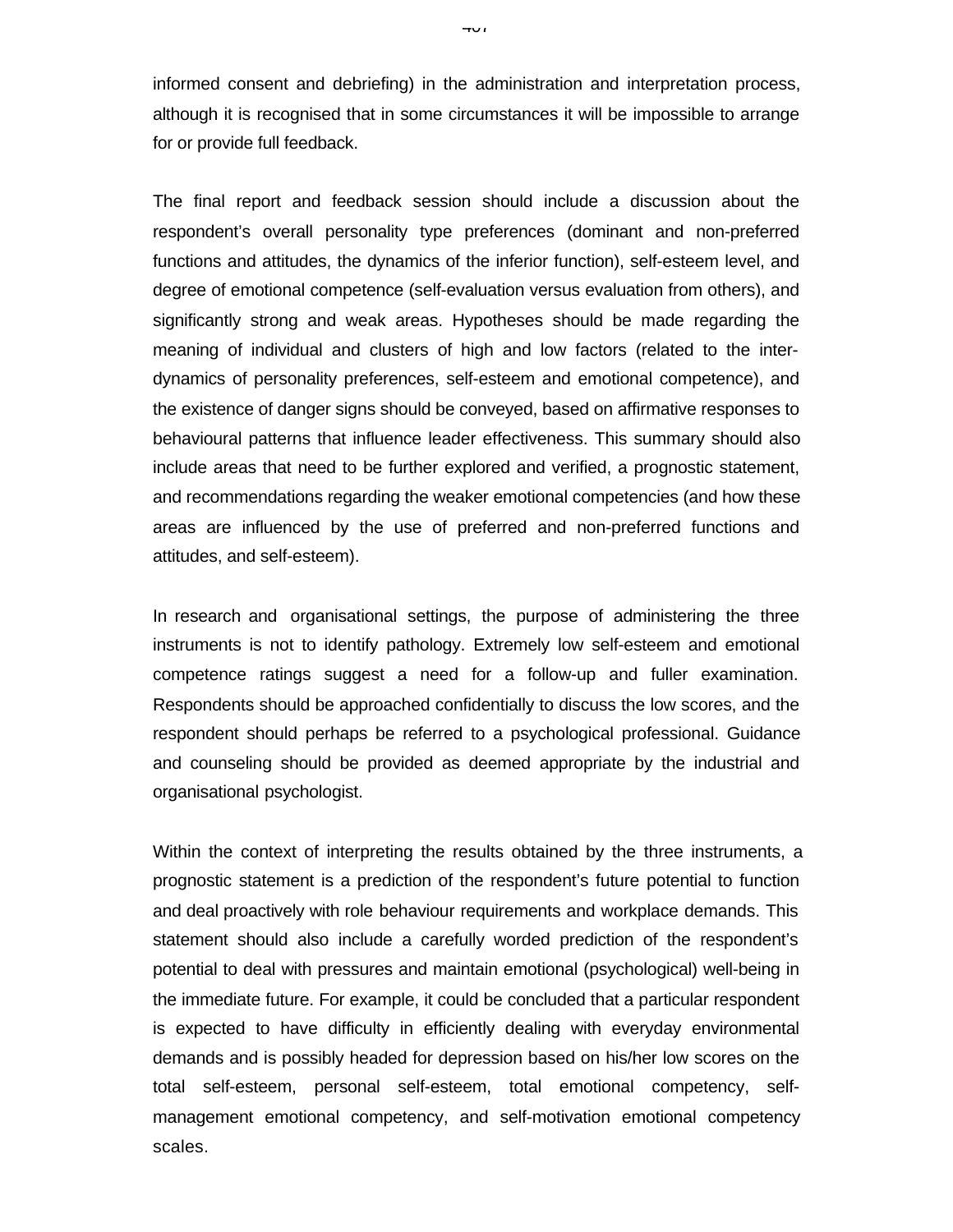informed consent and debriefing) in the administration and interpretation process, although it is recognised that in some circumstances it will be impossible to arrange for or provide full feedback.

The final report and feedback session should include a discussion about the respondent's overall personality type preferences (dominant and non-preferred functions and attitudes, the dynamics of the inferior function), self-esteem level, and degree of emotional competence (self-evaluation versus evaluation from others), and significantly strong and weak areas. Hypotheses should be made regarding the meaning of individual and clusters of high and low factors (related to the inter-dynamics of personality preferences, self-esteem and emotional competence), and the existence of danger signs should be conveyed, based on affirmative responses to behavioural patterns that influence leader effectiveness. This summary should also include areas that need to be further explored and verified, a prognostic statement, and recommendations regarding the weaker emotional competencies (and how these areas are influenced by the use of preferred and non-preferred functions and attitudes, and self-esteem).

In research and organisational settings, the purpose of administering the three instruments is not to identify pathology. Extremely low self-esteem and emotional competence ratings suggest a need for a follow-up and fuller examination. Respondents should be approached confidentially to discuss the low scores, and the respondent should perhaps be referred to a psychological professional. Guidance and counseling should be provided as deemed appropriate by the industrial and organisational psychologist.

Within the context of interpreting the results obtained by the three instruments, a prognostic statement is a prediction of the respondent's future potential to function and deal proactively with role behaviour requirements and workplace demands. This statement should also include a carefully worded prediction of the respondent's potential to deal with pressures and maintain emotional (psychological) well-being in the immediate future. For example, it could be concluded that a particular respondent is expected to have difficulty in efficiently dealing with everyday environmental demands and is possibly headed for depression based on his/her low scores on the total self-esteem, personal self-esteem, total emotional competency, self-management emotional competency, and self-motivation emotional competency scales.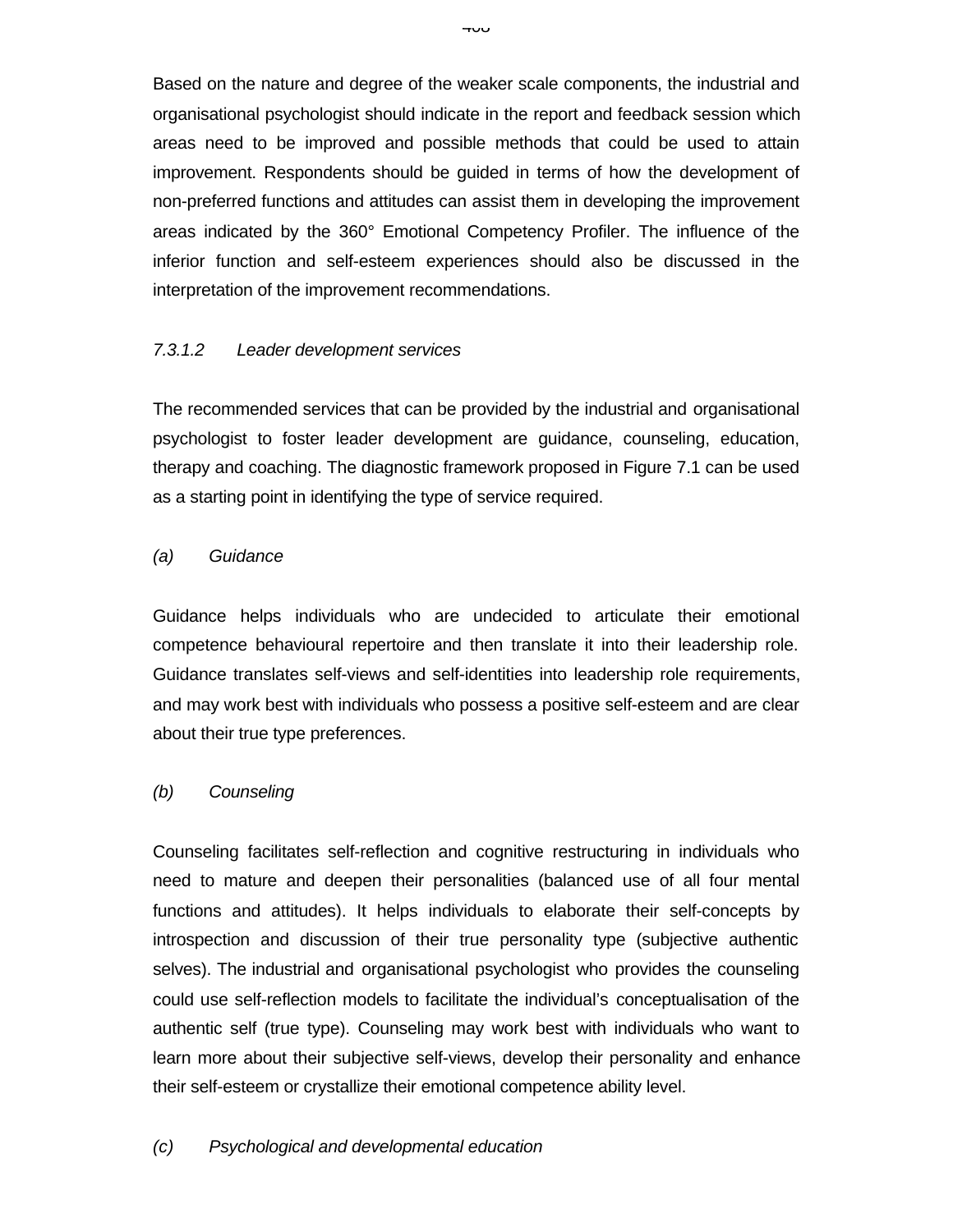Based on the nature and degree of the weaker scale components, the industrial and organisational psychologist should indicate in the report and feedback session which areas need to be improved and possible methods that could be used to attain improvement. Respondents should be guided in terms of how the development of non-preferred functions and attitudes can assist them in developing the improvement areas indicated by the 360° Emotional Competency Profiler. The influence of the inferior function and self-esteem experiences should also be discussed in the interpretation of the improvement recommendations.

*7.3.1.2 Leader development services*

The recommended services that can be provided by the industrial and organisational psychologist to foster leader development are guidance, counseling, education, therapy and coaching. The diagnostic framework proposed in Figure 7.1 can be used as a starting point in identifying the type of service required.

*(a) Guidance*

Guidance helps individuals who are undecided to articulate their emotional competence behavioural repertoire and then translate it into their leadership role. Guidance translates self-views and self-identities into leadership role requirements, and may work best with individuals who possess a positive self-esteem and are clear about their true type preferences.

*(b) Counseling*

Counseling facilitates self-reflection and cognitive restructuring in individuals who need to mature and deepen their personalities (balanced use of all four mental functions and attitudes). It helps individuals to elaborate their self-concepts by introspection and discussion of their true personality type (subjective authentic selves). The industrial and organisational psychologist who provides the counseling could use self-reflection models to facilitate the individual's conceptualisation of the authentic self (true type). Counseling may work best with individuals who want to learn more about their subjective self-views, develop their personality and enhance their self-esteem or crystallize their emotional competence ability level.

*(c) Psychological and developmental education*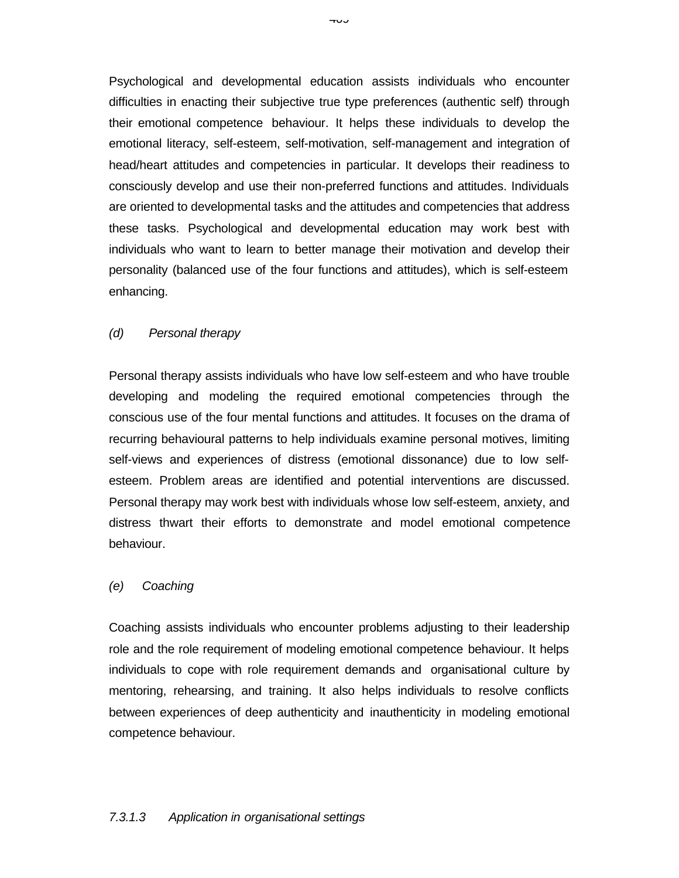Psychological and developmental education assists individuals who encounter difficulties in enacting their subjective true type preferences (authentic self) through their emotional competence behaviour. It helps these individuals to develop the emotional literacy, self-esteem, self-motivation, self-management and integration of head/heart attitudes and competencies in particular. It develops their readiness to consciously develop and use their non-preferred functions and attitudes. Individuals are oriented to developmental tasks and the attitudes and competencies that address these tasks. Psychological and developmental education may work best with individuals who want to learn to better manage their motivation and develop their personality (balanced use of the four functions and attitudes), which is self-esteem enhancing.

*(d) Personal therapy*

Personal therapy assists individuals who have low self-esteem and who have trouble developing and modeling the required emotional competencies through the conscious use of the four mental functions and attitudes. It focuses on the drama of recurring behavioural patterns to help individuals examine personal motives, limiting self-views and experiences of distress (emotional dissonance) due to low self-esteem. Problem areas are identified and potential interventions are discussed. Personal therapy may work best with individuals whose low self-esteem, anxiety, and distress thwart their efforts to demonstrate and model emotional competence behaviour.

*(e) Coaching*

Coaching assists individuals who encounter problems adjusting to their leadership role and the role requirement of modeling emotional competence behaviour. It helps individuals to cope with role requirement demands and organisational culture by mentoring, rehearsing, and training. It also helps individuals to resolve conflicts between experiences of deep authenticity and inauthenticity in modeling emotional competence behaviour.

*7.3.1.3 Application in organisational settings*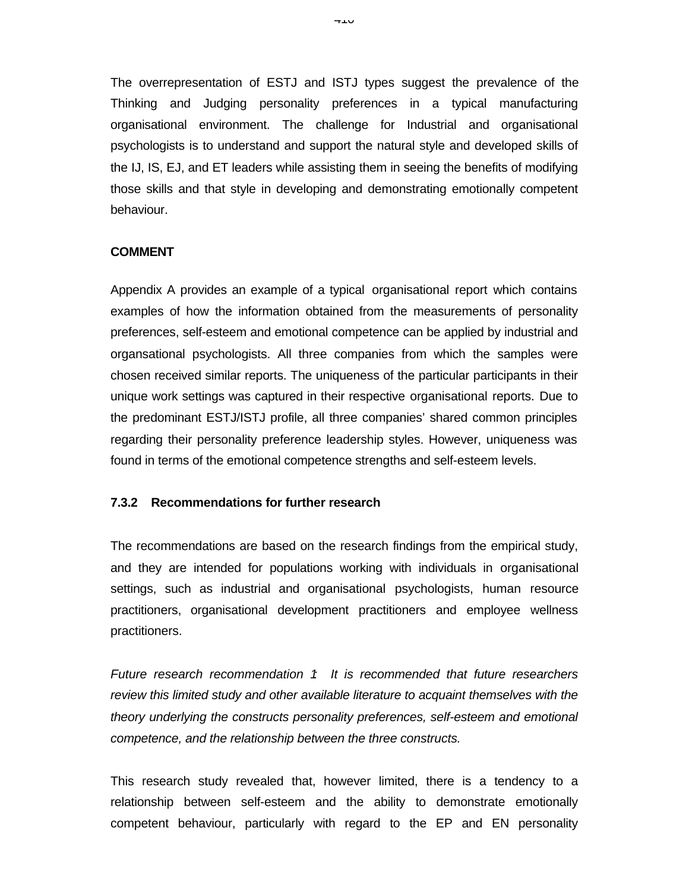The overrepresentation of ESTJ and ISTJ types suggest the prevalence of the Thinking and Judging personality preferences in a typical manufacturing organisational environment. The challenge for Industrial and organisational psychologists is to understand and support the natural style and developed skills of the IJ, IS, EJ, and ET leaders while assisting them in seeing the benefits of modifying those skills and that style in developing and demonstrating emotionally competent behaviour.

**COMMENT**

Appendix A provides an example of a typical organisational report which contains examples of how the information obtained from the measurements of personality preferences, self-esteem and emotional competence can be applied by industrial and organsational psychologists. All three companies from which the samples were chosen received similar reports. The uniqueness of the particular participants in their unique work settings was captured in their respective organisational reports. Due to the predominant ESTJ/ISTJ profile, all three companies' shared common principles regarding their personality preference leadership styles. However, uniqueness was found in terms of the emotional competence strengths and self-esteem levels.

### 7.3.2 Recommendations for further research

The recommendations are based on the research findings from the empirical study, and they are intended for populations working with individuals in organisational settings, such as industrial and organisational psychologists, human resource practitioners, organisational development practitioners and employee wellness practitioners.

*Future research recommendation 1: It is recommended that future researchers review this limited study and other available literature to acquaint themselves with the theory underlying the constructs personality preferences, self-esteem and emotional competence, and the relationship between the three constructs.*

This research study revealed that, however limited, there is a tendency to a relationship between self-esteem and the ability to demonstrate emotionally competent behaviour, particularly with regard to the EP and EN personality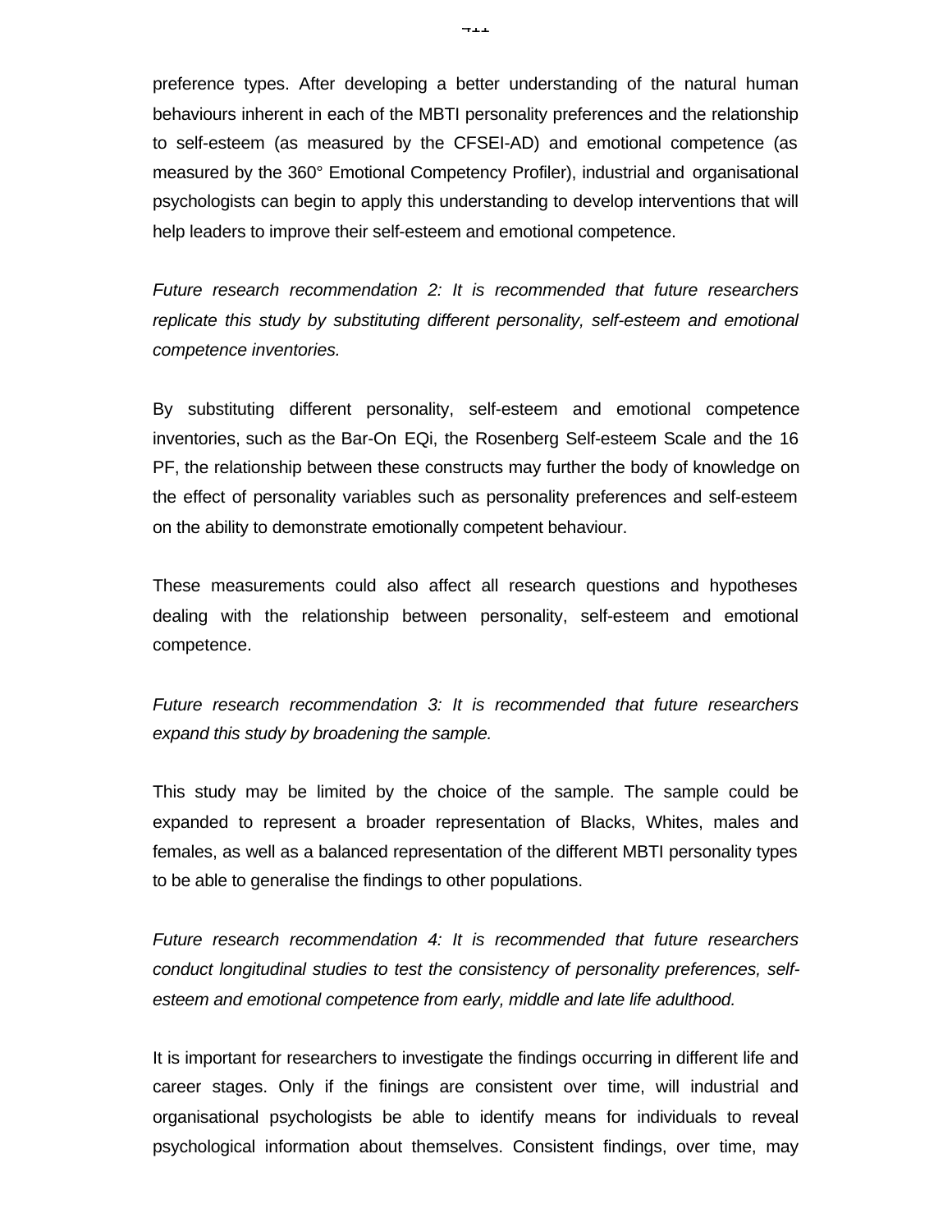preference types. After developing a better understanding of the natural human behaviours inherent in each of the MBTI personality preferences and the relationship to self-esteem (as measured by the CFSEI-AD) and emotional competence (as measured by the 360° Emotional Competency Profiler), industrial and organisational psychologists can begin to apply this understanding to develop interventions that will help leaders to improve their self-esteem and emotional competence.

*Future research recommendation 2: It is recommended that future researchers replicate this study by substituting different personality, self-esteem and emotional competence inventories.*

By substituting different personality, self-esteem and emotional competence inventories, such as the Bar-On EQi, the Rosenberg Self-esteem Scale and the 16 PF, the relationship between these constructs may further the body of knowledge on the effect of personality variables such as personality preferences and self-esteem on the ability to demonstrate emotionally competent behaviour.

These measurements could also affect all research questions and hypotheses dealing with the relationship between personality, self-esteem and emotional competence.

*Future research recommendation 3: It is recommended that future researchers expand this study by broadening the sample.*

This study may be limited by the choice of the sample. The sample could be expanded to represent a broader representation of Blacks, Whites, males and females, as well as a balanced representation of the different MBTI personality types to be able to generalise the findings to other populations.

*Future research recommendation 4: It is recommended that future researchers conduct longitudinal studies to test the consistency of personality preferences, self-esteem and emotional competence from early, middle and late life adulthood.*

It is important for researchers to investigate the findings occurring in different life and career stages. Only if the finings are consistent over time, will industrial and organisational psychologists be able to identify means for individuals to reveal psychological information about themselves. Consistent findings, over time, may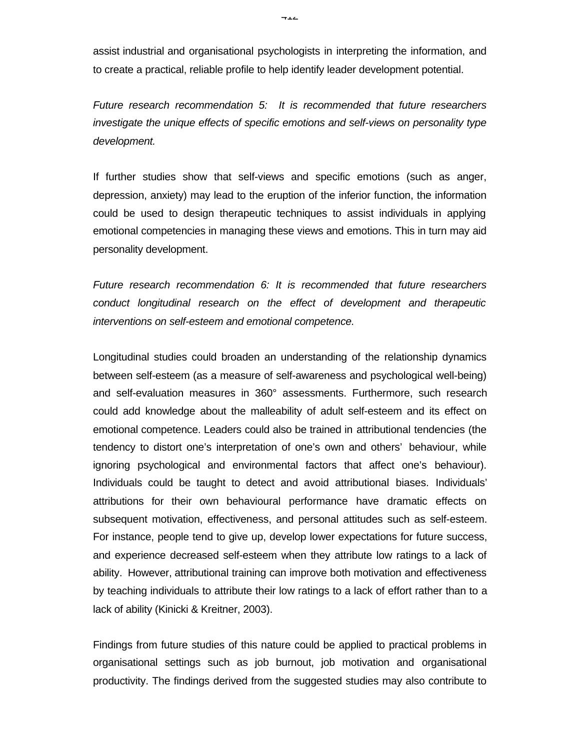assist industrial and organisational psychologists in interpreting the information, and to create a practical, reliable profile to help identify leader development potential.

*Future research recommendation 5: It is recommended that future researchers investigate the unique effects of specific emotions and self-views on personality type development.*

If further studies show that self-views and specific emotions (such as anger, depression, anxiety) may lead to the eruption of the inferior function, the information could be used to design therapeutic techniques to assist individuals in applying emotional competencies in managing these views and emotions. This in turn may aid personality development.

*Future research recommendation 6: It is recommended that future researchers conduct longitudinal research on the effect of development and therapeutic interventions on self-esteem and emotional competence.*

Longitudinal studies could broaden an understanding of the relationship dynamics between self-esteem (as a measure of self-awareness and psychological well-being) and self-evaluation measures in 360° assessments. Furthermore, such research could add knowledge about the malleability of adult self-esteem and its effect on emotional competence. Leaders could also be trained in attributional tendencies (the tendency to distort one's interpretation of one's own and others' behaviour, while ignoring psychological and environmental factors that affect one's behaviour). Individuals could be taught to detect and avoid attributional biases. Individuals' attributions for their own behavioural performance have dramatic effects on subsequent motivation, effectiveness, and personal attitudes such as self-esteem. For instance, people tend to give up, develop lower expectations for future success, and experience decreased self-esteem when they attribute low ratings to a lack of ability. However, attributional training can improve both motivation and effectiveness by teaching individuals to attribute their low ratings to a lack of effort rather than to a lack of ability (Kinicki & Kreitner, 2003).

Findings from future studies of this nature could be applied to practical problems in organisational settings such as job burnout, job motivation and organisational productivity. The findings derived from the suggested studies may also contribute to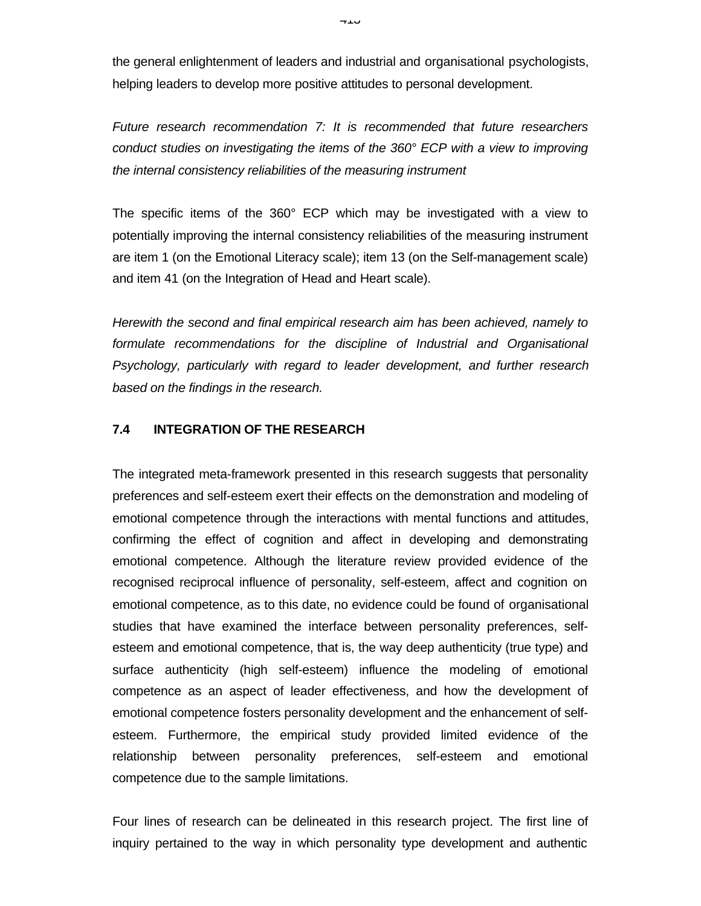the general enlightenment of leaders and industrial and organisational psychologists, helping leaders to develop more positive attitudes to personal development.

*Future research recommendation 7: It is recommended that future researchers conduct studies on investigating the items of the 360° ECP with a view to improving the internal consistency reliabilities of the measuring instrument*

The specific items of the 360° ECP which may be investigated with a view to potentially improving the internal consistency reliabilities of the measuring instrument are item 1 (on the Emotional Literacy scale); item 13 (on the Self-management scale) and item 41 (on the Integration of Head and Heart scale).

*Herewith the second and final empirical research aim has been achieved, namely to formulate recommendations for the discipline of Industrial and Organisational Psychology, particularly with regard to leader development, and further research based on the findings in the research.*

## 7.4 INTEGRATION OF THE RESEARCH

The integrated meta-framework presented in this research suggests that personality preferences and self-esteem exert their effects on the demonstration and modeling of emotional competence through the interactions with mental functions and attitudes, confirming the effect of cognition and affect in developing and demonstrating emotional competence. Although the literature review provided evidence of the recognised reciprocal influence of personality, self-esteem, affect and cognition on emotional competence, as to this date, no evidence could be found of organisational studies that have examined the interface between personality preferences, self-esteem and emotional competence, that is, the way deep authenticity (true type) and surface authenticity (high self-esteem) influence the modeling of emotional competence as an aspect of leader effectiveness, and how the development of emotional competence fosters personality development and the enhancement of self-esteem. Furthermore, the empirical study provided limited evidence of the relationship between personality preferences, self-esteem and emotional competence due to the sample limitations.

Four lines of research can be delineated in this research project. The first line of inquiry pertained to the way in which personality type development and authentic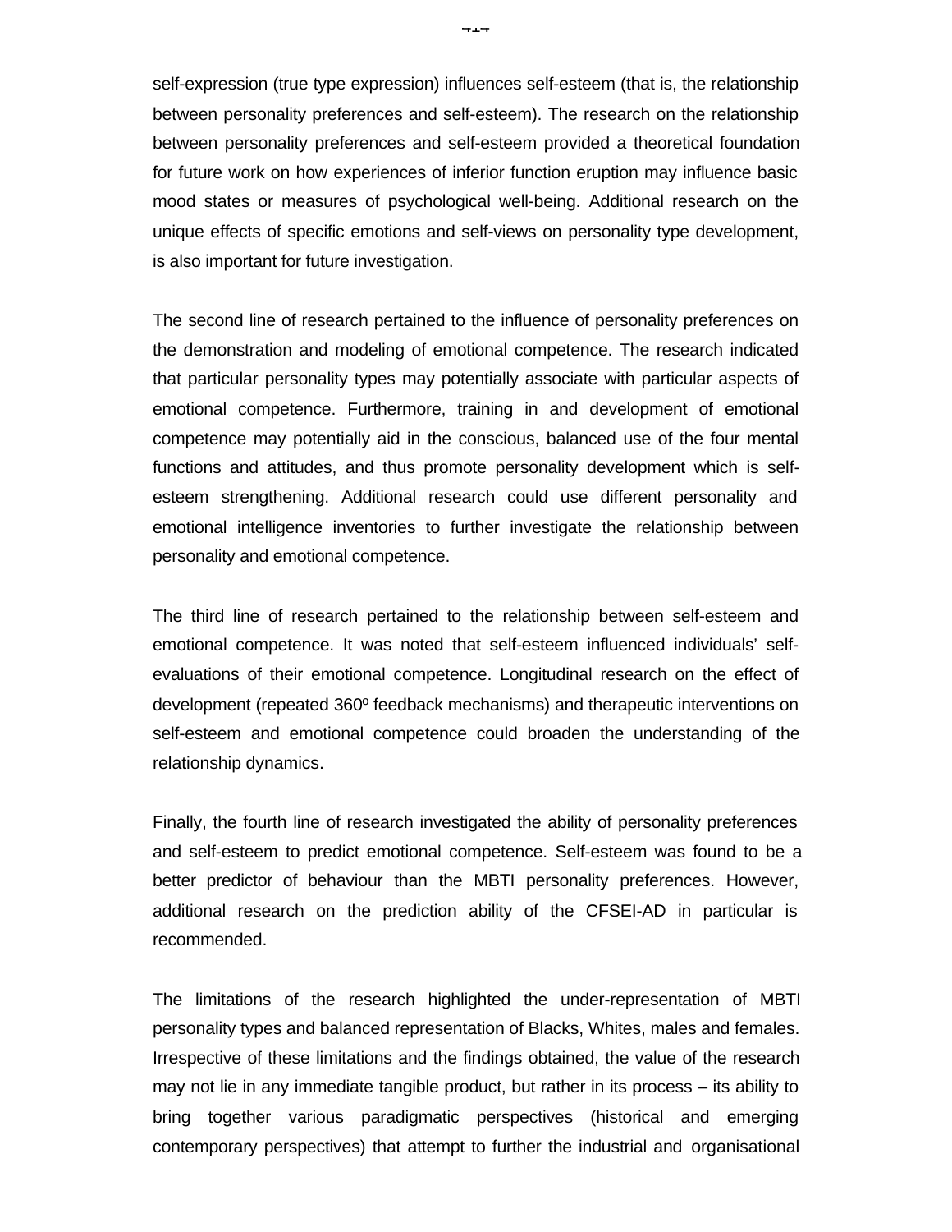self-expression (true type expression) influences self-esteem (that is, the relationship between personality preferences and self-esteem). The research on the relationship between personality preferences and self-esteem provided a theoretical foundation for future work on how experiences of inferior function eruption may influence basic mood states or measures of psychological well-being. Additional research on the unique effects of specific emotions and self-views on personality type development, is also important for future investigation.

The second line of research pertained to the influence of personality preferences on the demonstration and modeling of emotional competence. The research indicated that particular personality types may potentially associate with particular aspects of emotional competence. Furthermore, training in and development of emotional competence may potentially aid in the conscious, balanced use of the four mental functions and attitudes, and thus promote personality development which is self-esteem strengthening. Additional research could use different personality and emotional intelligence inventories to further investigate the relationship between personality and emotional competence.

The third line of research pertained to the relationship between self-esteem and emotional competence. It was noted that self-esteem influenced individuals' self-evaluations of their emotional competence. Longitudinal research on the effect of development (repeated 360º feedback mechanisms) and therapeutic interventions on self-esteem and emotional competence could broaden the understanding of the relationship dynamics.

Finally, the fourth line of research investigated the ability of personality preferences and self-esteem to predict emotional competence. Self-esteem was found to be a better predictor of behaviour than the MBTI personality preferences. However, additional research on the prediction ability of the CFSEI-AD in particular is recommended.

The limitations of the research highlighted the under-representation of MBTI personality types and balanced representation of Blacks, Whites, males and females. Irrespective of these limitations and the findings obtained, the value of the research may not lie in any immediate tangible product, but rather in its process – its ability to bring together various paradigmatic perspectives (historical and emerging contemporary perspectives) that attempt to further the industrial and organisational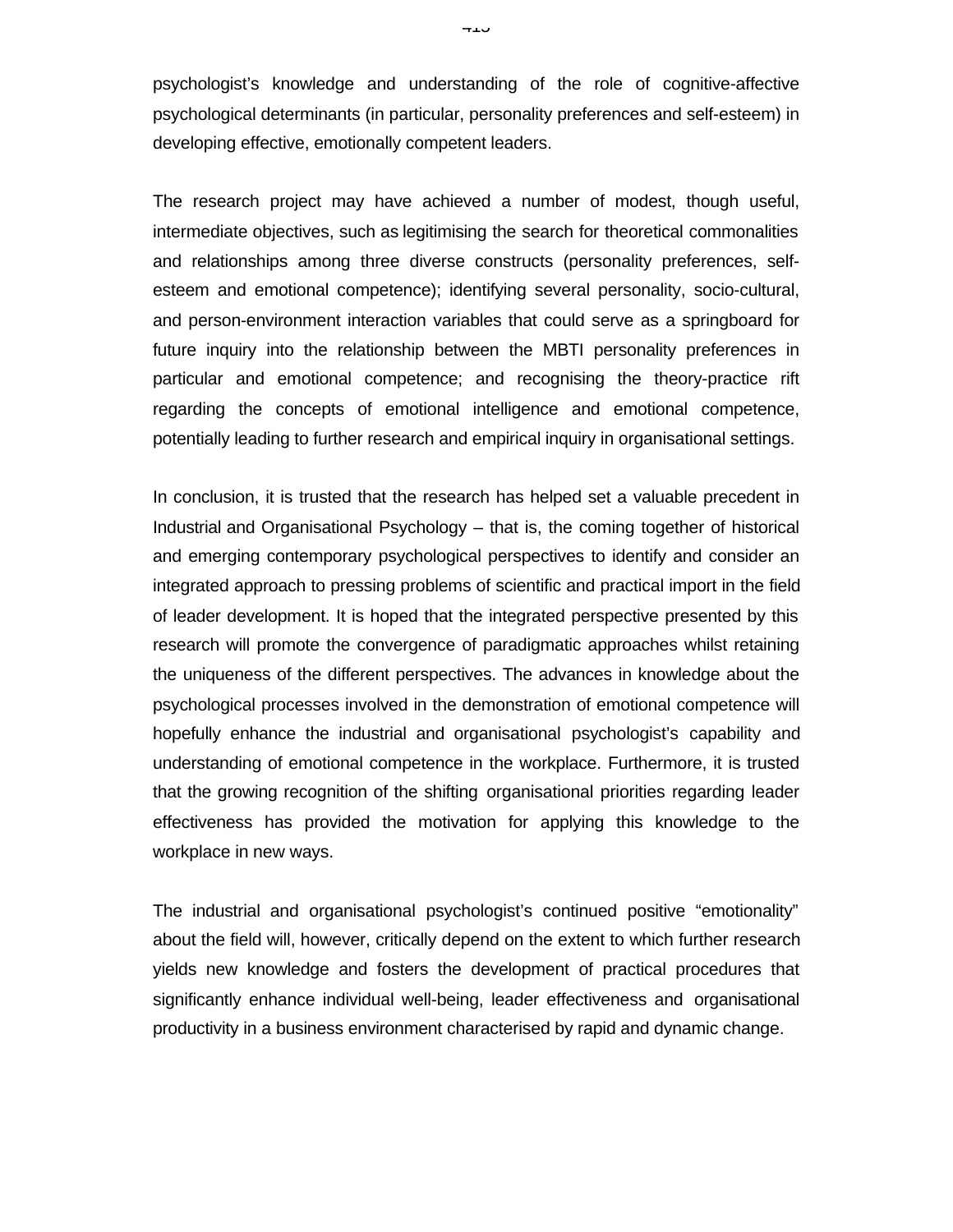psychologist's knowledge and understanding of the role of cognitive-affective psychological determinants (in particular, personality preferences and self-esteem) in developing effective, emotionally competent leaders.

The research project may have achieved a number of modest, though useful, intermediate objectives, such as legitimising the search for theoretical commonalities and relationships among three diverse constructs (personality preferences, self-esteem and emotional competence); identifying several personality, socio-cultural, and person-environment interaction variables that could serve as a springboard for future inquiry into the relationship between the MBTI personality preferences in particular and emotional competence; and recognising the theory-practice rift regarding the concepts of emotional intelligence and emotional competence, potentially leading to further research and empirical inquiry in organisational settings.

In conclusion, it is trusted that the research has helped set a valuable precedent in Industrial and Organisational Psychology – that is, the coming together of historical and emerging contemporary psychological perspectives to identify and consider an integrated approach to pressing problems of scientific and practical import in the field of leader development. It is hoped that the integrated perspective presented by this research will promote the convergence of paradigmatic approaches whilst retaining the uniqueness of the different perspectives. The advances in knowledge about the psychological processes involved in the demonstration of emotional competence will hopefully enhance the industrial and organisational psychologist's capability and understanding of emotional competence in the workplace. Furthermore, it is trusted that the growing recognition of the shifting organisational priorities regarding leader effectiveness has provided the motivation for applying this knowledge to the workplace in new ways.

The industrial and organisational psychologist's continued positive "emotionality" about the field will, however, critically depend on the extent to which further research yields new knowledge and fosters the development of practical procedures that significantly enhance individual well-being, leader effectiveness and organisational productivity in a business environment characterised by rapid and dynamic change.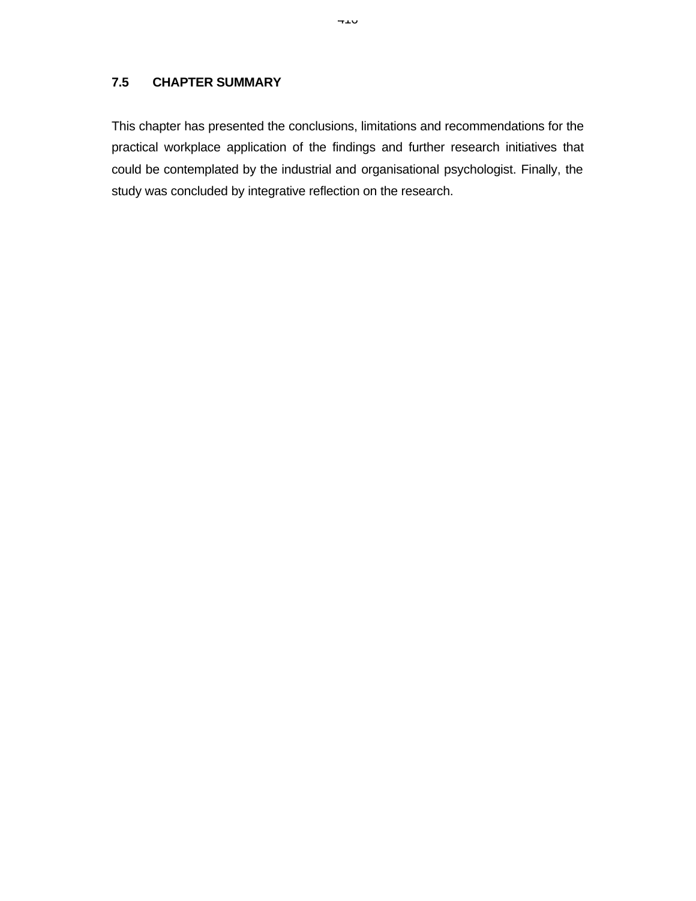## 7.5 CHAPTER SUMMARY

This chapter has presented the conclusions, limitations and recommendations for the practical workplace application of the findings and further research initiatives that could be contemplated by the industrial and organisational psychologist. Finally, the study was concluded by integrative reflection on the research.